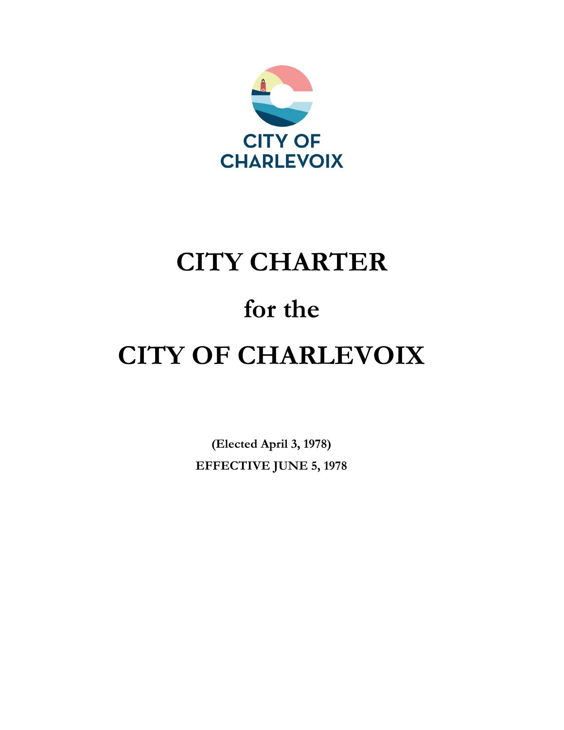CITY OF CHARLEVOIX

# CITY CHARTER

# for the

# CITY OF CHARLEVOIX

**(Elected April 3, 1978)**

**EFFECTIVE JUNE 5, 1978**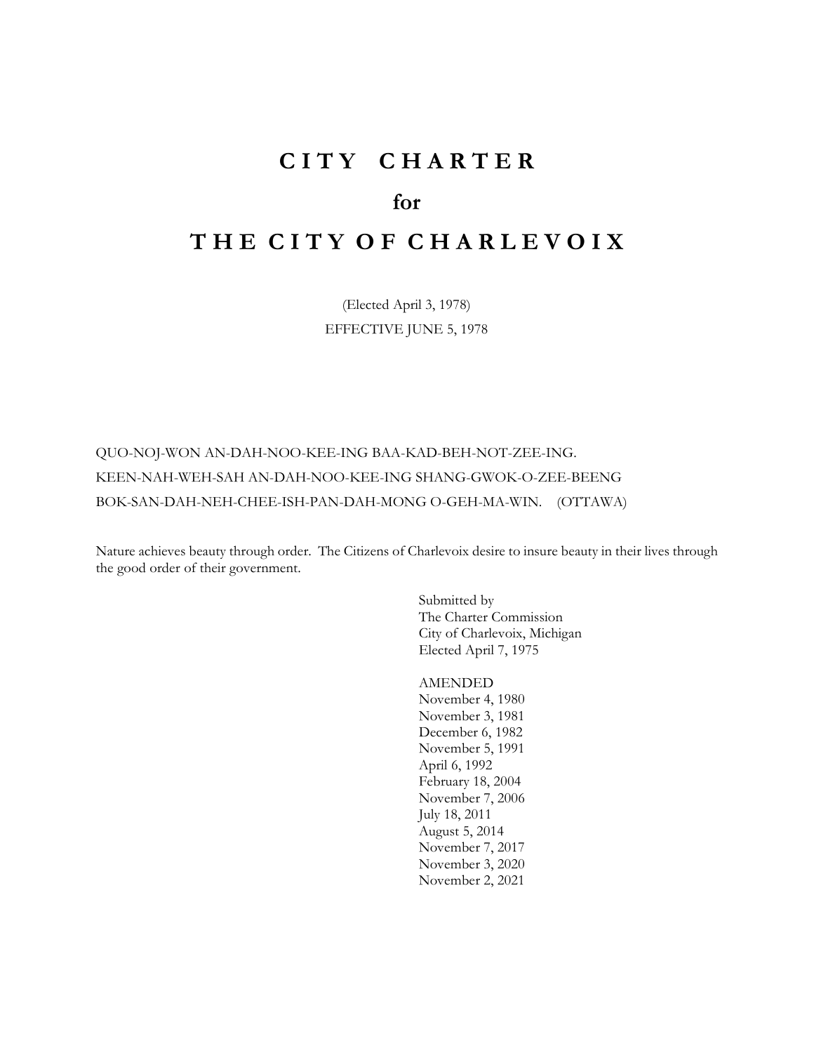# CITY CHARTER

# for

# THE CITY OF CHARLEVOIX

(Elected April 3, 1978)

EFFECTIVE JUNE 5, 1978

QUO-NOJ-WON AN-DAH-NOO-KEE-ING BAA-KAD-BEH-NOT-ZEE-ING.
KEEN-NAH-WEH-SAH AN-DAH-NOO-KEE-ING SHANG-GWOK-O-ZEE-BEENG
BOK-SAN-DAH-NEH-CHEE-ISH-PAN-DAH-MONG O-GEH-MA-WIN. (OTTAWA)

Nature achieves beauty through order. The Citizens of Charlevoix desire to insure beauty in their lives through the good order of their government.

Submitted by
The Charter Commission
City of Charlevoix, Michigan
Elected April 7, 1975

AMENDED
November 4, 1980
November 3, 1981
December 6, 1982
November 5, 1991
April 6, 1992
February 18, 2004
November 7, 2006
July 18, 2011
August 5, 2014
November 7, 2017
November 3, 2020
November 2, 2021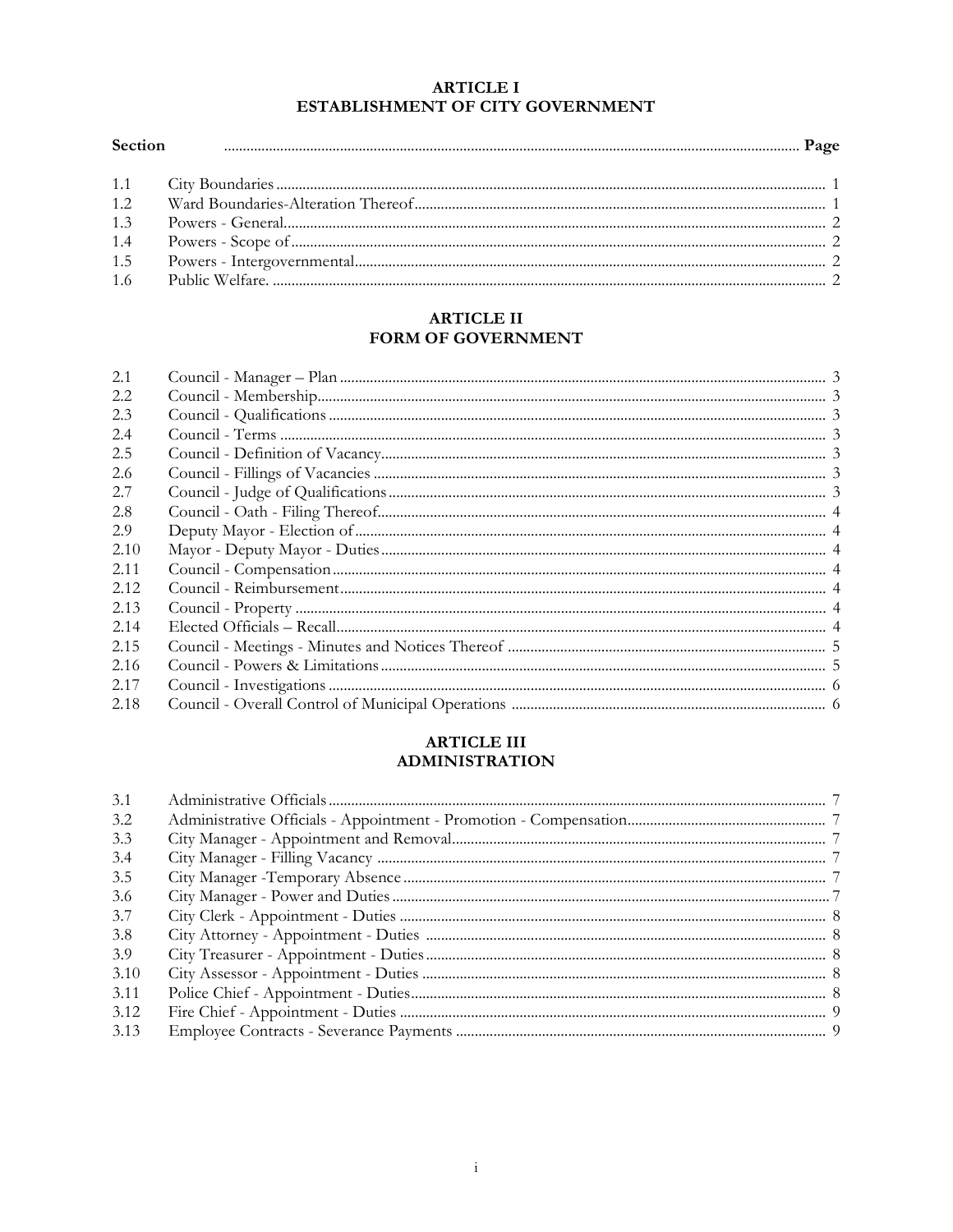## ARTICLE I
## ESTABLISHMENT OF CITY GOVERNMENT

| Section | | Page |
|---|---|---|
| 1.1 | City Boundaries | 1 |
| 1.2 | Ward Boundaries-Alteration Thereof | 1 |
| 1.3 | Powers - General | 2 |
| 1.4 | Powers - Scope of | 2 |
| 1.5 | Powers - Intergovernmental | 2 |
| 1.6 | Public Welfare. | 2 |

## ARTICLE II
## FORM OF GOVERNMENT

| Section | | Page |
|---|---|---|
| 2.1 | Council - Manager – Plan | 3 |
| 2.2 | Council - Membership | 3 |
| 2.3 | Council - Qualifications | 3 |
| 2.4 | Council - Terms | 3 |
| 2.5 | Council - Definition of Vacancy | 3 |
| 2.6 | Council - Fillings of Vacancies | 3 |
| 2.7 | Council - Judge of Qualifications | 3 |
| 2.8 | Council - Oath - Filing Thereof | 4 |
| 2.9 | Deputy Mayor - Election of | 4 |
| 2.10 | Mayor - Deputy Mayor - Duties | 4 |
| 2.11 | Council - Compensation | 4 |
| 2.12 | Council - Reimbursement | 4 |
| 2.13 | Council - Property | 4 |
| 2.14 | Elected Officials – Recall | 4 |
| 2.15 | Council - Meetings - Minutes and Notices Thereof | 5 |
| 2.16 | Council - Powers & Limitations | 5 |
| 2.17 | Council - Investigations | 6 |
| 2.18 | Council - Overall Control of Municipal Operations | 6 |

## ARTICLE III
## ADMINISTRATION

| Section | | Page |
|---|---|---|
| 3.1 | Administrative Officials | 7 |
| 3.2 | Administrative Officials - Appointment - Promotion - Compensation | 7 |
| 3.3 | City Manager - Appointment and Removal | 7 |
| 3.4 | City Manager - Filling Vacancy | 7 |
| 3.5 | City Manager -Temporary Absence | 7 |
| 3.6 | City Manager - Power and Duties | 7 |
| 3.7 | City Clerk - Appointment - Duties | 8 |
| 3.8 | City Attorney - Appointment - Duties | 8 |
| 3.9 | City Treasurer - Appointment - Duties | 8 |
| 3.10 | City Assessor - Appointment - Duties | 8 |
| 3.11 | Police Chief - Appointment - Duties | 8 |
| 3.12 | Fire Chief - Appointment - Duties | 9 |
| 3.13 | Employee Contracts - Severance Payments | 9 |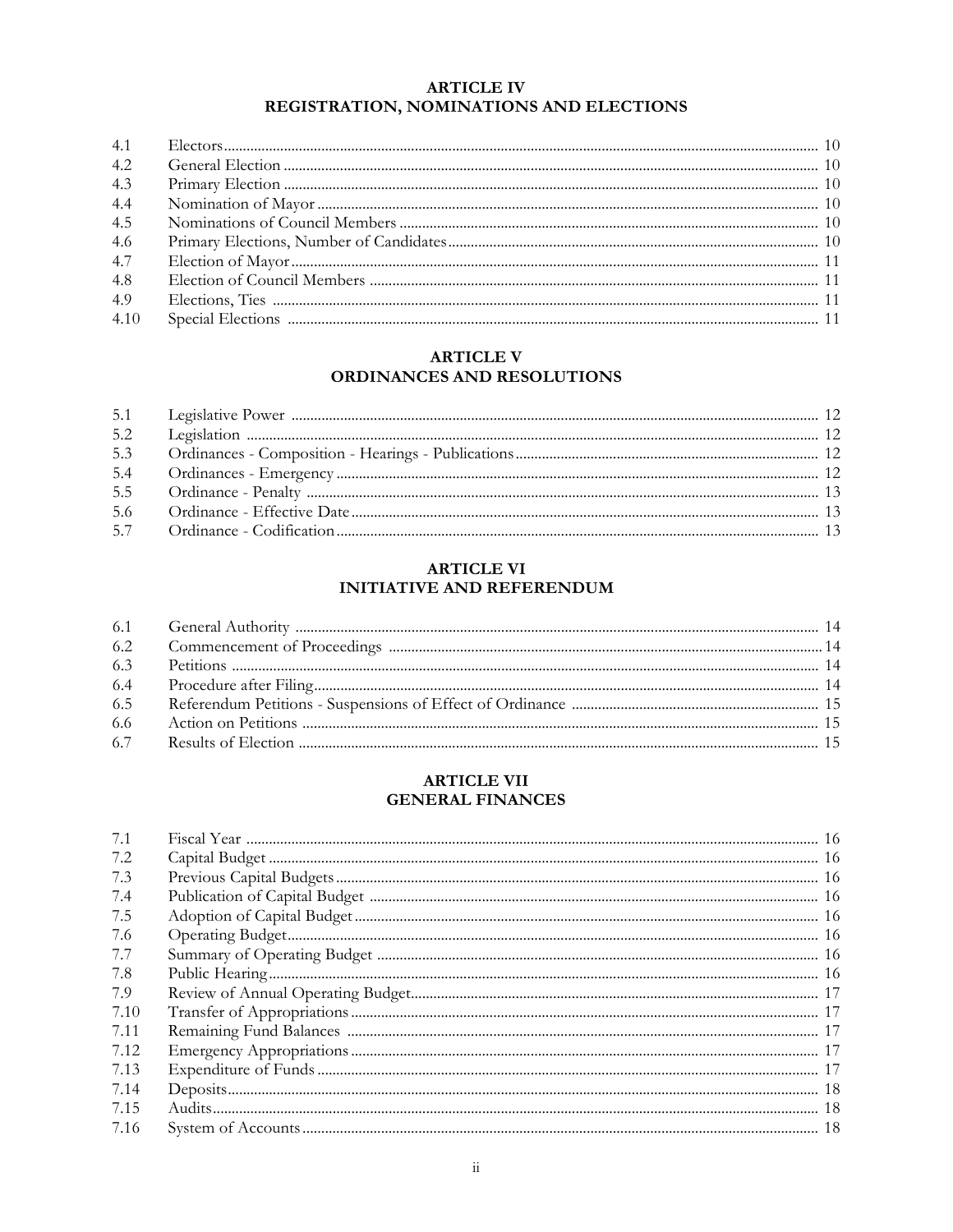## ARTICLE IV
## REGISTRATION, NOMINATIONS AND ELECTIONS

| | | |
|---|---|---|
| 4.1 | Electors | 10 |
| 4.2 | General Election | 10 |
| 4.3 | Primary Election | 10 |
| 4.4 | Nomination of Mayor | 10 |
| 4.5 | Nominations of Council Members | 10 |
| 4.6 | Primary Elections, Number of Candidates | 10 |
| 4.7 | Election of Mayor | 11 |
| 4.8 | Election of Council Members | 11 |
| 4.9 | Elections, Ties | 11 |
| 4.10 | Special Elections | 11 |

## ARTICLE V
## ORDINANCES AND RESOLUTIONS

| | | |
|---|---|---|
| 5.1 | Legislative Power | 12 |
| 5.2 | Legislation | 12 |
| 5.3 | Ordinances - Composition - Hearings - Publications | 12 |
| 5.4 | Ordinances - Emergency | 12 |
| 5.5 | Ordinance - Penalty | 13 |
| 5.6 | Ordinance - Effective Date | 13 |
| 5.7 | Ordinance - Codification | 13 |

## ARTICLE VI
## INITIATIVE AND REFERENDUM

| | | |
|---|---|---|
| 6.1 | General Authority | 14 |
| 6.2 | Commencement of Proceedings | 14 |
| 6.3 | Petitions | 14 |
| 6.4 | Procedure after Filing | 14 |
| 6.5 | Referendum Petitions - Suspensions of Effect of Ordinance | 15 |
| 6.6 | Action on Petitions | 15 |
| 6.7 | Results of Election | 15 |

## ARTICLE VII
## GENERAL FINANCES

| | | |
|---|---|---|
| 7.1 | Fiscal Year | 16 |
| 7.2 | Capital Budget | 16 |
| 7.3 | Previous Capital Budgets | 16 |
| 7.4 | Publication of Capital Budget | 16 |
| 7.5 | Adoption of Capital Budget | 16 |
| 7.6 | Operating Budget | 16 |
| 7.7 | Summary of Operating Budget | 16 |
| 7.8 | Public Hearing | 16 |
| 7.9 | Review of Annual Operating Budget | 17 |
| 7.10 | Transfer of Appropriations | 17 |
| 7.11 | Remaining Fund Balances | 17 |
| 7.12 | Emergency Appropriations | 17 |
| 7.13 | Expenditure of Funds | 17 |
| 7.14 | Deposits | 18 |
| 7.15 | Audits | 18 |
| 7.16 | System of Accounts | 18 |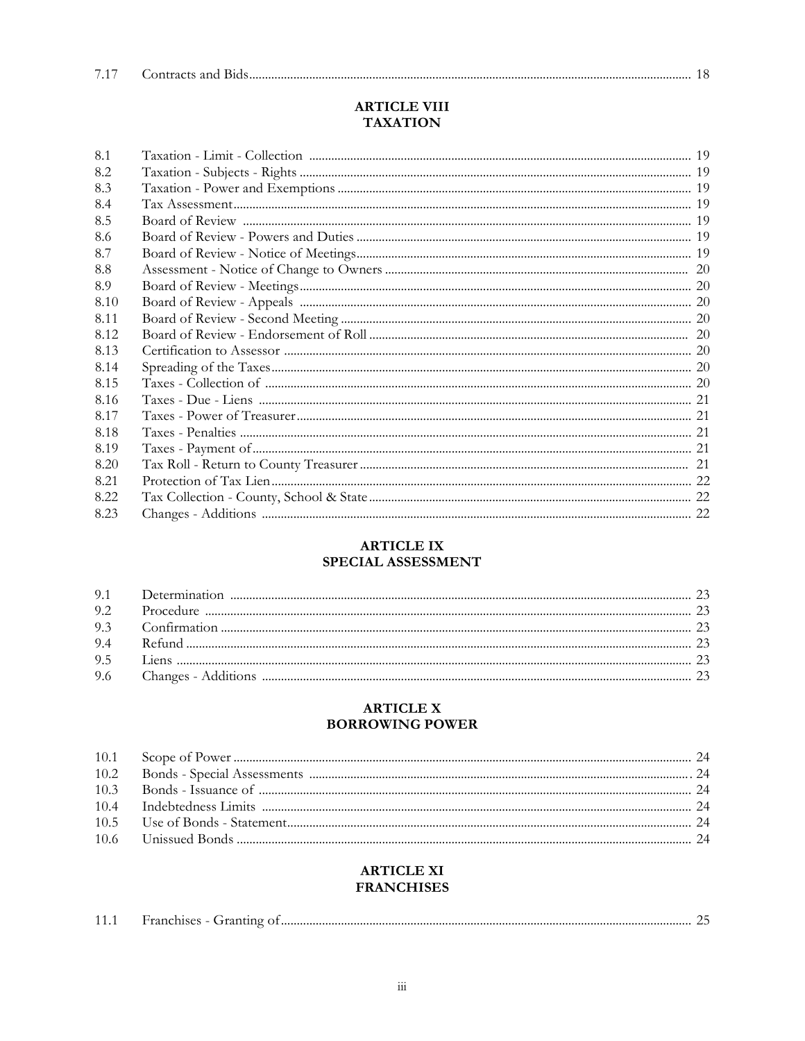| | | |
|---|---|---|
| 7.17 | Contracts and Bids | 18 |

## ARTICLE VIII
## TAXATION

| | | |
|---|---|---|
| 8.1 | Taxation - Limit - Collection | 19 |
| 8.2 | Taxation - Subjects - Rights | 19 |
| 8.3 | Taxation - Power and Exemptions | 19 |
| 8.4 | Tax Assessment | 19 |
| 8.5 | Board of Review | 19 |
| 8.6 | Board of Review - Powers and Duties | 19 |
| 8.7 | Board of Review - Notice of Meetings | 19 |
| 8.8 | Assessment - Notice of Change to Owners | 20 |
| 8.9 | Board of Review - Meetings | 20 |
| 8.10 | Board of Review - Appeals | 20 |
| 8.11 | Board of Review - Second Meeting | 20 |
| 8.12 | Board of Review - Endorsement of Roll | 20 |
| 8.13 | Certification to Assessor | 20 |
| 8.14 | Spreading of the Taxes | 20 |
| 8.15 | Taxes - Collection of | 20 |
| 8.16 | Taxes - Due - Liens | 21 |
| 8.17 | Taxes - Power of Treasurer | 21 |
| 8.18 | Taxes - Penalties | 21 |
| 8.19 | Taxes - Payment of | 21 |
| 8.20 | Tax Roll - Return to County Treasurer | 21 |
| 8.21 | Protection of Tax Lien | 22 |
| 8.22 | Tax Collection - County, School & State | 22 |
| 8.23 | Changes - Additions | 22 |

## ARTICLE IX
## SPECIAL ASSESSMENT

| | | |
|---|---|---|
| 9.1 | Determination | 23 |
| 9.2 | Procedure | 23 |
| 9.3 | Confirmation | 23 |
| 9.4 | Refund | 23 |
| 9.5 | Liens | 23 |
| 9.6 | Changes - Additions | 23 |

## ARTICLE X
## BORROWING POWER

| | | |
|---|---|---|
| 10.1 | Scope of Power | 24 |
| 10.2 | Bonds - Special Assessments | 24 |
| 10.3 | Bonds - Issuance of | 24 |
| 10.4 | Indebtedness Limits | 24 |
| 10.5 | Use of Bonds - Statement | 24 |
| 10.6 | Unissued Bonds | 24 |

## ARTICLE XI
## FRANCHISES

| | | |
|---|---|---|
| 11.1 | Franchises - Granting of | 25 |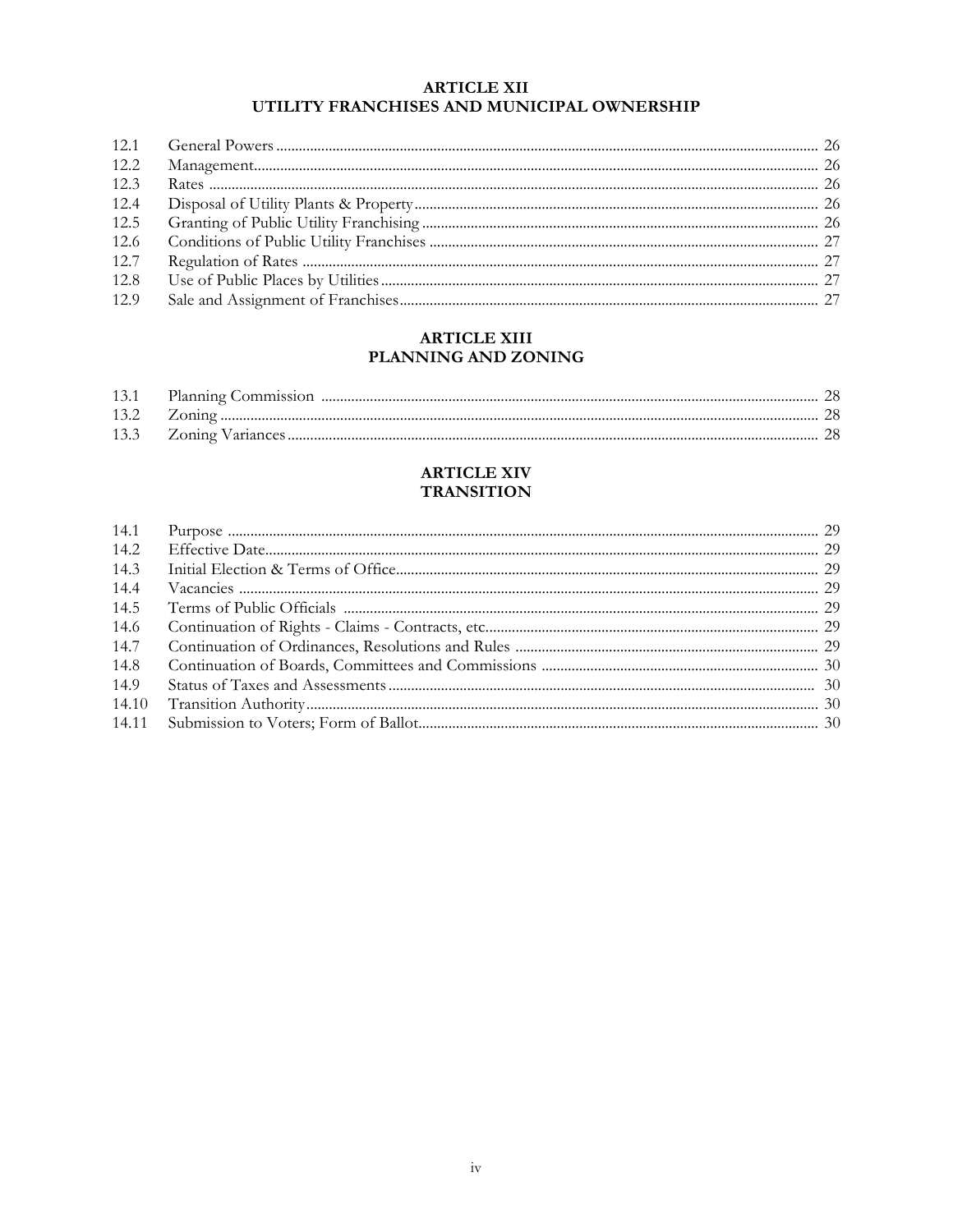## ARTICLE XII
## UTILITY FRANCHISES AND MUNICIPAL OWNERSHIP

| | | |
|---|---|---|
| 12.1 | General Powers | 26 |
| 12.2 | Management | 26 |
| 12.3 | Rates | 26 |
| 12.4 | Disposal of Utility Plants & Property | 26 |
| 12.5 | Granting of Public Utility Franchising | 26 |
| 12.6 | Conditions of Public Utility Franchises | 27 |
| 12.7 | Regulation of Rates | 27 |
| 12.8 | Use of Public Places by Utilities | 27 |
| 12.9 | Sale and Assignment of Franchises | 27 |

## ARTICLE XIII
## PLANNING AND ZONING

| | | |
|---|---|---|
| 13.1 | Planning Commission | 28 |
| 13.2 | Zoning | 28 |
| 13.3 | Zoning Variances | 28 |

## ARTICLE XIV
## TRANSITION

| | | |
|---|---|---|
| 14.1 | Purpose | 29 |
| 14.2 | Effective Date | 29 |
| 14.3 | Initial Election & Terms of Office | 29 |
| 14.4 | Vacancies | 29 |
| 14.5 | Terms of Public Officials | 29 |
| 14.6 | Continuation of Rights - Claims - Contracts, etc. | 29 |
| 14.7 | Continuation of Ordinances, Resolutions and Rules | 29 |
| 14.8 | Continuation of Boards, Committees and Commissions | 30 |
| 14.9 | Status of Taxes and Assessments | 30 |
| 14.10 | Transition Authority | 30 |
| 14.11 | Submission to Voters; Form of Ballot | 30 |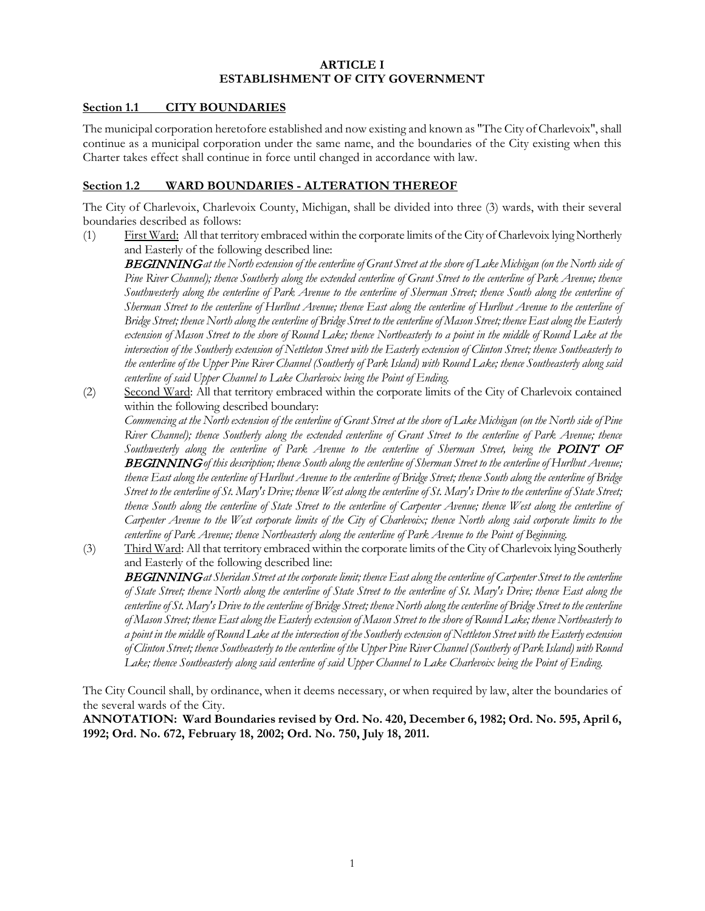# ARTICLE I
# ESTABLISHMENT OF CITY GOVERNMENT

## Section 1.1 CITY BOUNDARIES

The municipal corporation heretofore established and now existing and known as "The City of Charlevoix", shall continue as a municipal corporation under the same name, and the boundaries of the City existing when this Charter takes effect shall continue in force until changed in accordance with law.

## Section 1.2 WARD BOUNDARIES - ALTERATION THEREOF

The City of Charlevoix, Charlevoix County, Michigan, shall be divided into three (3) wards, with their several boundaries described as follows:

(1) First Ward: All that territory embraced within the corporate limits of the City of Charlevoix lying Northerly and Easterly of the following described line:

***BEGINNING** at the North extension of the centerline of Grant Street at the shore of Lake Michigan (on the North side of Pine River Channel); thence Southerly along the extended centerline of Grant Street to the centerline of Park Avenue; thence Southwesterly along the centerline of Park Avenue to the centerline of Sherman Street; thence South along the centerline of Sherman Street to the centerline of Hurlbut Avenue; thence East along the centerline of Hurlbut Avenue to the centerline of Bridge Street; thence North along the centerline of Bridge Street to the centerline of Mason Street; thence East along the Easterly extension of Mason Street to the shore of Round Lake; thence Northeasterly to a point in the middle of Round Lake at the intersection of the Southerly extension of Nettleton Street with the Easterly extension of Clinton Street; thence Southeasterly to the centerline of the Upper Pine River Channel (Southerly of Park Island) with Round Lake; thence Southeasterly along said centerline of said Upper Channel to Lake Charlevoix being the Point of Ending.*

(2) Second Ward: All that territory embraced within the corporate limits of the City of Charlevoix contained within the following described boundary:

*Commencing at the North extension of the centerline of Grant Street at the shore of Lake Michigan (on the North side of Pine River Channel); thence Southerly along the extended centerline of Grant Street to the centerline of Park Avenue; thence Southwesterly along the centerline of Park Avenue to the centerline of Sherman Street, being the **POINT OF BEGINNING** of this description; thence South along the centerline of Sherman Street to the centerline of Hurlbut Avenue; thence East along the centerline of Hurlbut Avenue to the centerline of Bridge Street; thence South along the centerline of Bridge Street to the centerline of St. Mary's Drive; thence West along the centerline of St. Mary's Drive to the centerline of State Street; thence South along the centerline of State Street to the centerline of Carpenter Avenue; thence West along the centerline of Carpenter Avenue to the West corporate limits of the City of Charlevoix; thence North along said corporate limits to the centerline of Park Avenue; thence Northeasterly along the centerline of Park Avenue to the Point of Beginning.*

(3) Third Ward: All that territory embraced within the corporate limits of the City of Charlevoix lying Southerly and Easterly of the following described line:

***BEGINNING** at Sheridan Street at the corporate limit; thence East along the centerline of Carpenter Street to the centerline of State Street; thence North along the centerline of State Street to the centerline of St. Mary's Drive; thence East along the centerline of St. Mary's Drive to the centerline of Bridge Street; thence North along the centerline of Bridge Street to the centerline of Mason Street; thence East along the Easterly extension of Mason Street to the shore of Round Lake; thence Northeasterly to a point in the middle of Round Lake at the intersection of the Southerly extension of Nettleton Street with the Easterly extension of Clinton Street; thence Southeasterly to the centerline of the Upper Pine River Channel (Southerly of Park Island) with Round Lake; thence Southeasterly along said centerline of said Upper Channel to Lake Charlevoix being the Point of Ending.*

The City Council shall, by ordinance, when it deems necessary, or when required by law, alter the boundaries of the several wards of the City.

**ANNOTATION: Ward Boundaries revised by Ord. No. 420, December 6, 1982; Ord. No. 595, April 6, 1992; Ord. No. 672, February 18, 2002; Ord. No. 750, July 18, 2011.**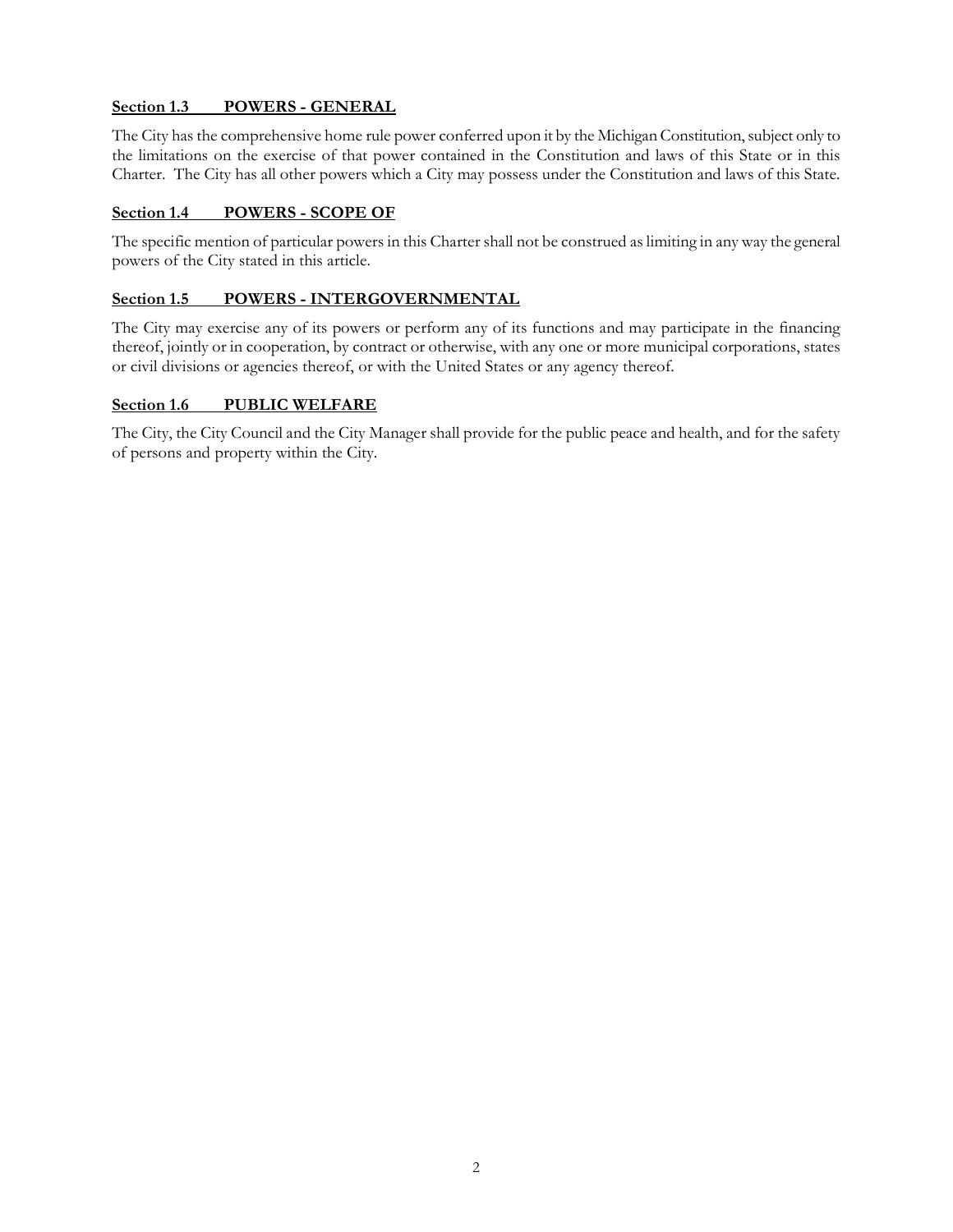**Section 1.3 POWERS - GENERAL**

The City has the comprehensive home rule power conferred upon it by the Michigan Constitution, subject only to the limitations on the exercise of that power contained in the Constitution and laws of this State or in this Charter. The City has all other powers which a City may possess under the Constitution and laws of this State.

**Section 1.4 POWERS - SCOPE OF**

The specific mention of particular powers in this Charter shall not be construed as limiting in any way the general powers of the City stated in this article.

**Section 1.5 POWERS - INTERGOVERNMENTAL**

The City may exercise any of its powers or perform any of its functions and may participate in the financing thereof, jointly or in cooperation, by contract or otherwise, with any one or more municipal corporations, states or civil divisions or agencies thereof, or with the United States or any agency thereof.

**Section 1.6 PUBLIC WELFARE**

The City, the City Council and the City Manager shall provide for the public peace and health, and for the safety of persons and property within the City.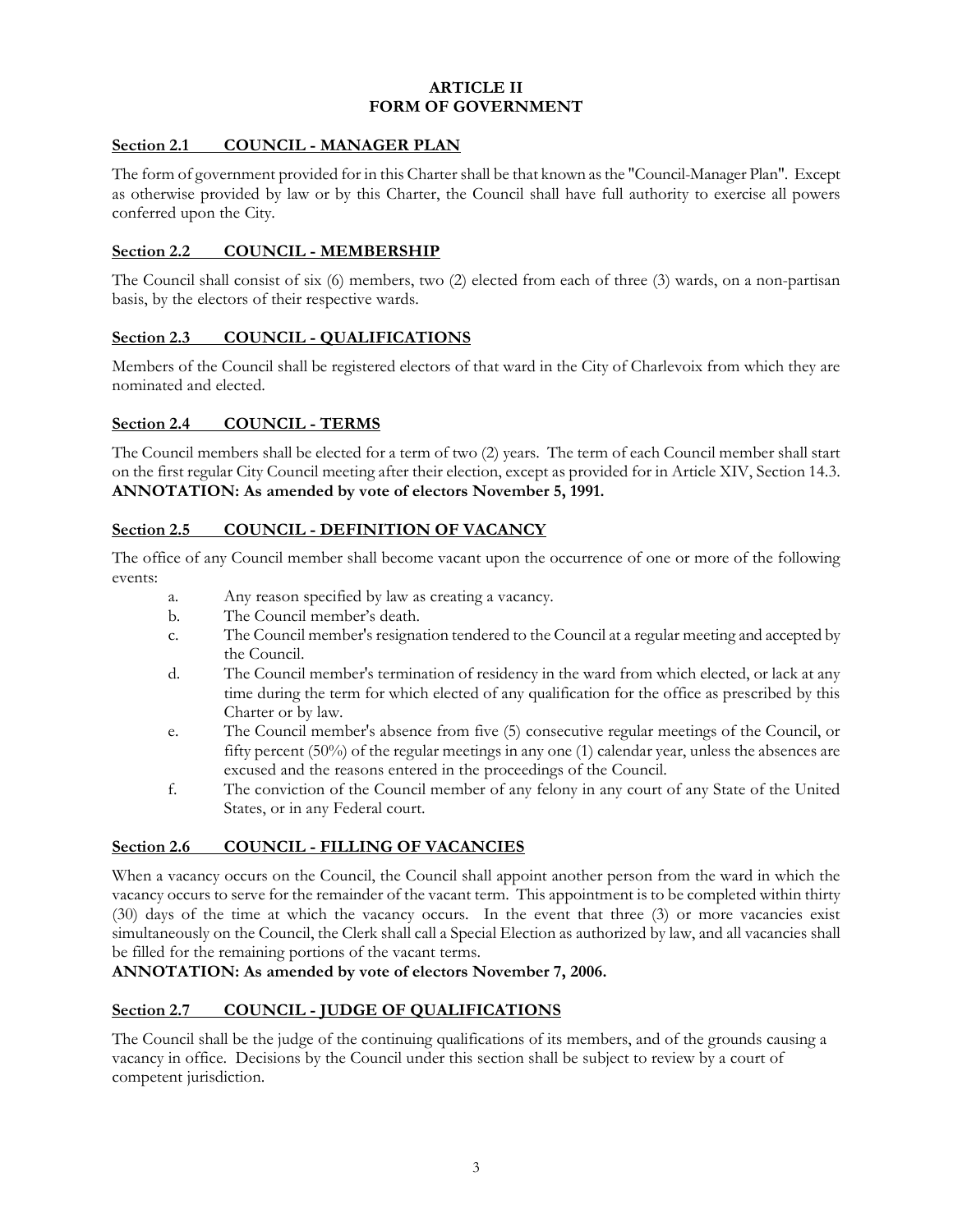# ARTICLE II
# FORM OF GOVERNMENT

## Section 2.1 COUNCIL - MANAGER PLAN

The form of government provided for in this Charter shall be that known as the "Council-Manager Plan". Except as otherwise provided by law or by this Charter, the Council shall have full authority to exercise all powers conferred upon the City.

## Section 2.2 COUNCIL - MEMBERSHIP

The Council shall consist of six (6) members, two (2) elected from each of three (3) wards, on a non-partisan basis, by the electors of their respective wards.

## Section 2.3 COUNCIL - QUALIFICATIONS

Members of the Council shall be registered electors of that ward in the City of Charlevoix from which they are nominated and elected.

## Section 2.4 COUNCIL - TERMS

The Council members shall be elected for a term of two (2) years. The term of each Council member shall start on the first regular City Council meeting after their election, except as provided for in Article XIV, Section 14.3.
**ANNOTATION: As amended by vote of electors November 5, 1991.**

## Section 2.5 COUNCIL - DEFINITION OF VACANCY

The office of any Council member shall become vacant upon the occurrence of one or more of the following events:

a. Any reason specified by law as creating a vacancy.
b. The Council member's death.
c. The Council member's resignation tendered to the Council at a regular meeting and accepted by the Council.
d. The Council member's termination of residency in the ward from which elected, or lack at any time during the term for which elected of any qualification for the office as prescribed by this Charter or by law.
e. The Council member's absence from five (5) consecutive regular meetings of the Council, or fifty percent (50%) of the regular meetings in any one (1) calendar year, unless the absences are excused and the reasons entered in the proceedings of the Council.
f. The conviction of the Council member of any felony in any court of any State of the United States, or in any Federal court.

## Section 2.6 COUNCIL - FILLING OF VACANCIES

When a vacancy occurs on the Council, the Council shall appoint another person from the ward in which the vacancy occurs to serve for the remainder of the vacant term. This appointment is to be completed within thirty (30) days of the time at which the vacancy occurs. In the event that three (3) or more vacancies exist simultaneously on the Council, the Clerk shall call a Special Election as authorized by law, and all vacancies shall be filled for the remaining portions of the vacant terms.
**ANNOTATION: As amended by vote of electors November 7, 2006.**

## Section 2.7 COUNCIL - JUDGE OF QUALIFICATIONS

The Council shall be the judge of the continuing qualifications of its members, and of the grounds causing a vacancy in office. Decisions by the Council under this section shall be subject to review by a court of competent jurisdiction.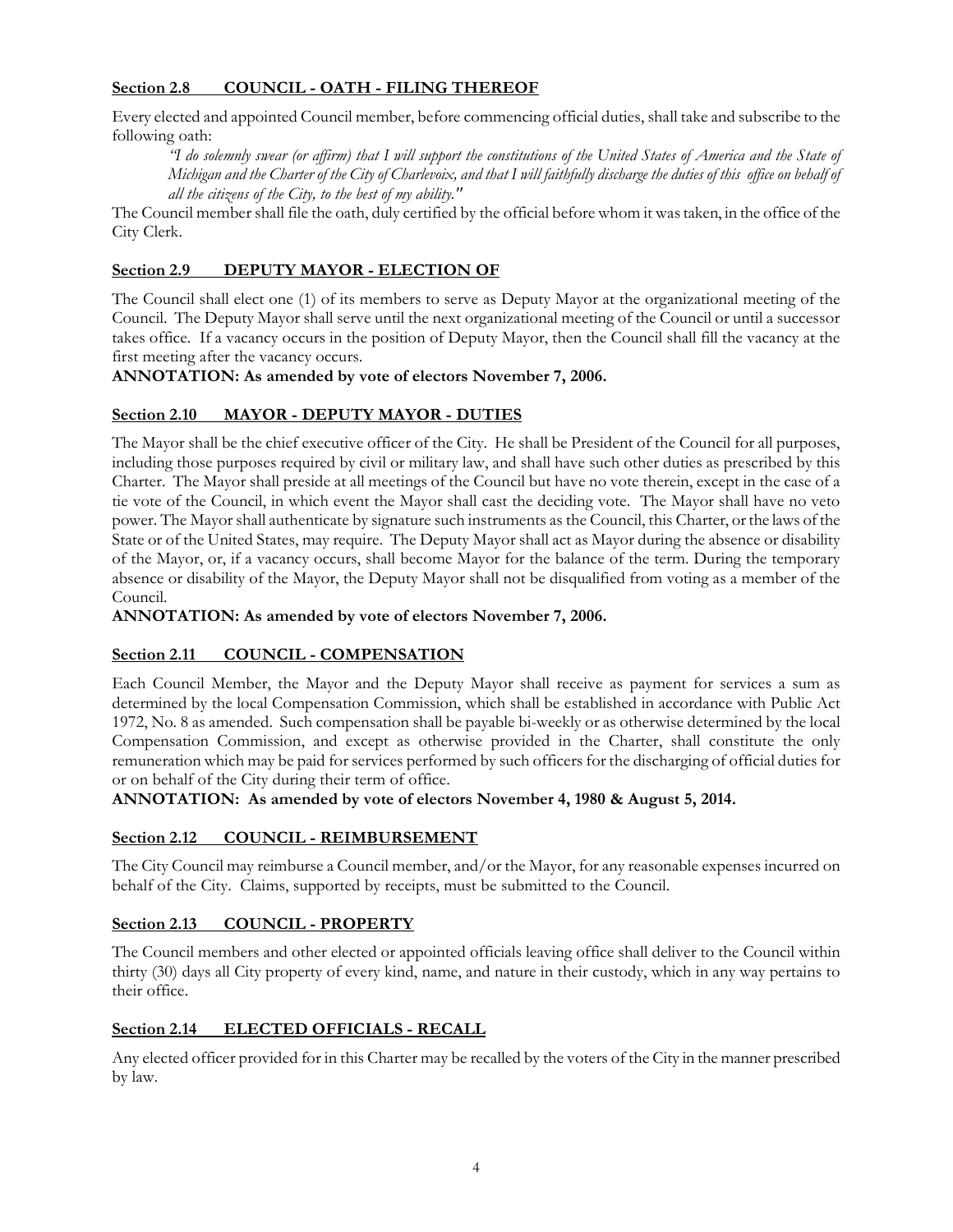## Section 2.8 COUNCIL - OATH - FILING THEREOF

Every elected and appointed Council member, before commencing official duties, shall take and subscribe to the following oath:

> *"I do solemnly swear (or affirm) that I will support the constitutions of the United States of America and the State of Michigan and the Charter of the City of Charlevoix, and that I will faithfully discharge the duties of this office on behalf of all the citizens of the City, to the best of my ability."*

The Council member shall file the oath, duly certified by the official before whom it was taken, in the office of the City Clerk.

## Section 2.9 DEPUTY MAYOR - ELECTION OF

The Council shall elect one (1) of its members to serve as Deputy Mayor at the organizational meeting of the Council. The Deputy Mayor shall serve until the next organizational meeting of the Council or until a successor takes office. If a vacancy occurs in the position of Deputy Mayor, then the Council shall fill the vacancy at the first meeting after the vacancy occurs.

**ANNOTATION: As amended by vote of electors November 7, 2006.**

## Section 2.10 MAYOR - DEPUTY MAYOR - DUTIES

The Mayor shall be the chief executive officer of the City. He shall be President of the Council for all purposes, including those purposes required by civil or military law, and shall have such other duties as prescribed by this Charter. The Mayor shall preside at all meetings of the Council but have no vote therein, except in the case of a tie vote of the Council, in which event the Mayor shall cast the deciding vote. The Mayor shall have no veto power. The Mayor shall authenticate by signature such instruments as the Council, this Charter, or the laws of the State or of the United States, may require. The Deputy Mayor shall act as Mayor during the absence or disability of the Mayor, or, if a vacancy occurs, shall become Mayor for the balance of the term. During the temporary absence or disability of the Mayor, the Deputy Mayor shall not be disqualified from voting as a member of the Council.

**ANNOTATION: As amended by vote of electors November 7, 2006.**

## Section 2.11 COUNCIL - COMPENSATION

Each Council Member, the Mayor and the Deputy Mayor shall receive as payment for services a sum as determined by the local Compensation Commission, which shall be established in accordance with Public Act 1972, No. 8 as amended. Such compensation shall be payable bi-weekly or as otherwise determined by the local Compensation Commission, and except as otherwise provided in the Charter, shall constitute the only remuneration which may be paid for services performed by such officers for the discharging of official duties for or on behalf of the City during their term of office.

**ANNOTATION: As amended by vote of electors November 4, 1980 & August 5, 2014.**

## Section 2.12 COUNCIL - REIMBURSEMENT

The City Council may reimburse a Council member, and/or the Mayor, for any reasonable expenses incurred on behalf of the City. Claims, supported by receipts, must be submitted to the Council.

## Section 2.13 COUNCIL - PROPERTY

The Council members and other elected or appointed officials leaving office shall deliver to the Council within thirty (30) days all City property of every kind, name, and nature in their custody, which in any way pertains to their office.

## Section 2.14 ELECTED OFFICIALS - RECALL

Any elected officer provided for in this Charter may be recalled by the voters of the City in the manner prescribed by law.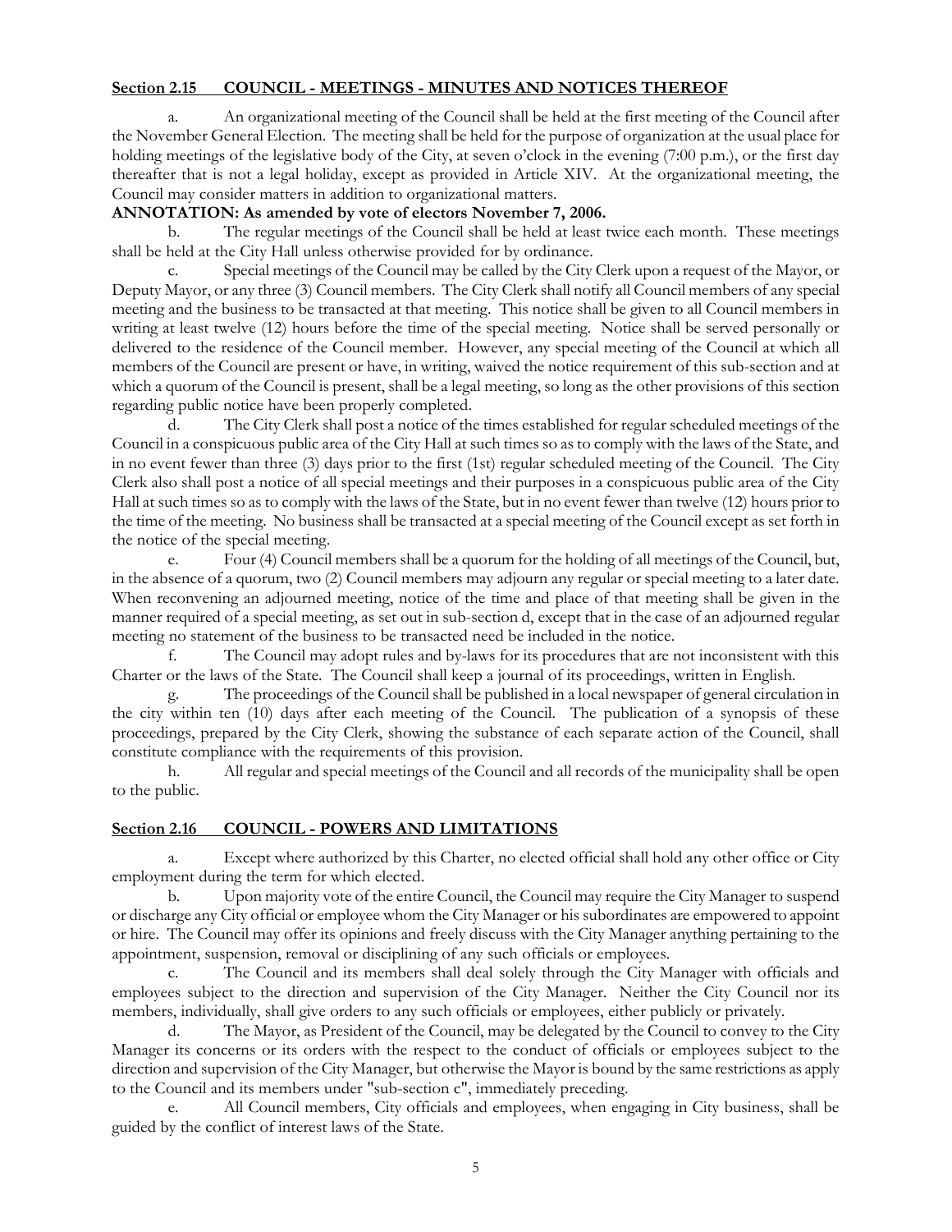## Section 2.15 COUNCIL - MEETINGS - MINUTES AND NOTICES THEREOF

a. An organizational meeting of the Council shall be held at the first meeting of the Council after the November General Election. The meeting shall be held for the purpose of organization at the usual place for holding meetings of the legislative body of the City, at seven o'clock in the evening (7:00 p.m.), or the first day thereafter that is not a legal holiday, except as provided in Article XIV. At the organizational meeting, the Council may consider matters in addition to organizational matters.

**ANNOTATION: As amended by vote of electors November 7, 2006.**

b. The regular meetings of the Council shall be held at least twice each month. These meetings shall be held at the City Hall unless otherwise provided for by ordinance.

c. Special meetings of the Council may be called by the City Clerk upon a request of the Mayor, or Deputy Mayor, or any three (3) Council members. The City Clerk shall notify all Council members of any special meeting and the business to be transacted at that meeting. This notice shall be given to all Council members in writing at least twelve (12) hours before the time of the special meeting. Notice shall be served personally or delivered to the residence of the Council member. However, any special meeting of the Council at which all members of the Council are present or have, in writing, waived the notice requirement of this sub-section and at which a quorum of the Council is present, shall be a legal meeting, so long as the other provisions of this section regarding public notice have been properly completed.

d. The City Clerk shall post a notice of the times established for regular scheduled meetings of the Council in a conspicuous public area of the City Hall at such times so as to comply with the laws of the State, and in no event fewer than three (3) days prior to the first (1st) regular scheduled meeting of the Council. The City Clerk also shall post a notice of all special meetings and their purposes in a conspicuous public area of the City Hall at such times so as to comply with the laws of the State, but in no event fewer than twelve (12) hours prior to the time of the meeting. No business shall be transacted at a special meeting of the Council except as set forth in the notice of the special meeting.

e. Four (4) Council members shall be a quorum for the holding of all meetings of the Council, but, in the absence of a quorum, two (2) Council members may adjourn any regular or special meeting to a later date. When reconvening an adjourned meeting, notice of the time and place of that meeting shall be given in the manner required of a special meeting, as set out in sub-section d, except that in the case of an adjourned regular meeting no statement of the business to be transacted need be included in the notice.

f. The Council may adopt rules and by-laws for its procedures that are not inconsistent with this Charter or the laws of the State. The Council shall keep a journal of its proceedings, written in English.

g. The proceedings of the Council shall be published in a local newspaper of general circulation in the city within ten (10) days after each meeting of the Council. The publication of a synopsis of these proceedings, prepared by the City Clerk, showing the substance of each separate action of the Council, shall constitute compliance with the requirements of this provision.

h. All regular and special meetings of the Council and all records of the municipality shall be open to the public.

## Section 2.16 COUNCIL - POWERS AND LIMITATIONS

a. Except where authorized by this Charter, no elected official shall hold any other office or City employment during the term for which elected.

b. Upon majority vote of the entire Council, the Council may require the City Manager to suspend or discharge any City official or employee whom the City Manager or his subordinates are empowered to appoint or hire. The Council may offer its opinions and freely discuss with the City Manager anything pertaining to the appointment, suspension, removal or disciplining of any such officials or employees.

c. The Council and its members shall deal solely through the City Manager with officials and employees subject to the direction and supervision of the City Manager. Neither the City Council nor its members, individually, shall give orders to any such officials or employees, either publicly or privately.

d. The Mayor, as President of the Council, may be delegated by the Council to convey to the City Manager its concerns or its orders with the respect to the conduct of officials or employees subject to the direction and supervision of the City Manager, but otherwise the Mayor is bound by the same restrictions as apply to the Council and its members under "sub-section c", immediately preceding.

e. All Council members, City officials and employees, when engaging in City business, shall be guided by the conflict of interest laws of the State.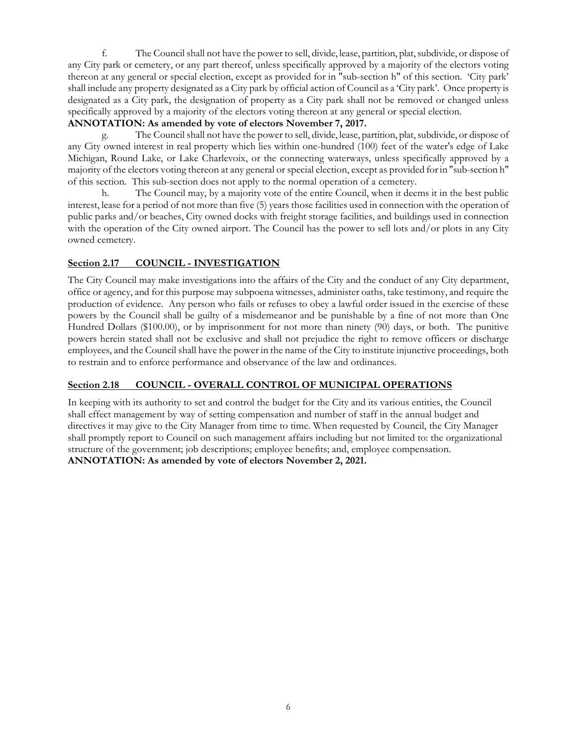f. The Council shall not have the power to sell, divide, lease, partition, plat, subdivide, or dispose of any City park or cemetery, or any part thereof, unless specifically approved by a majority of the electors voting thereon at any general or special election, except as provided for in "sub-section h" of this section. 'City park' shall include any property designated as a City park by official action of Council as a 'City park'. Once property is designated as a City park, the designation of property as a City park shall not be removed or changed unless specifically approved by a majority of the electors voting thereon at any general or special election.

**ANNOTATION: As amended by vote of electors November 7, 2017.**

g. The Council shall not have the power to sell, divide, lease, partition, plat, subdivide, or dispose of any City owned interest in real property which lies within one-hundred (100) feet of the water's edge of Lake Michigan, Round Lake, or Lake Charlevoix, or the connecting waterways, unless specifically approved by a majority of the electors voting thereon at any general or special election, except as provided for in "sub-section h" of this section. This sub-section does not apply to the normal operation of a cemetery.

h. The Council may, by a majority vote of the entire Council, when it deems it in the best public interest, lease for a period of not more than five (5) years those facilities used in connection with the operation of public parks and/or beaches, City owned docks with freight storage facilities, and buildings used in connection with the operation of the City owned airport. The Council has the power to sell lots and/or plots in any City owned cemetery.

## Section 2.17 COUNCIL - INVESTIGATION

The City Council may make investigations into the affairs of the City and the conduct of any City department, office or agency, and for this purpose may subpoena witnesses, administer oaths, take testimony, and require the production of evidence. Any person who fails or refuses to obey a lawful order issued in the exercise of these powers by the Council shall be guilty of a misdemeanor and be punishable by a fine of not more than One Hundred Dollars ($100.00), or by imprisonment for not more than ninety (90) days, or both. The punitive powers herein stated shall not be exclusive and shall not prejudice the right to remove officers or discharge employees, and the Council shall have the power in the name of the City to institute injunctive proceedings, both to restrain and to enforce performance and observance of the law and ordinances.

## Section 2.18 COUNCIL - OVERALL CONTROL OF MUNICIPAL OPERATIONS

In keeping with its authority to set and control the budget for the City and its various entities, the Council shall effect management by way of setting compensation and number of staff in the annual budget and directives it may give to the City Manager from time to time. When requested by Council, the City Manager shall promptly report to Council on such management affairs including but not limited to: the organizational structure of the government; job descriptions; employee benefits; and, employee compensation.

**ANNOTATION: As amended by vote of electors November 2, 2021.**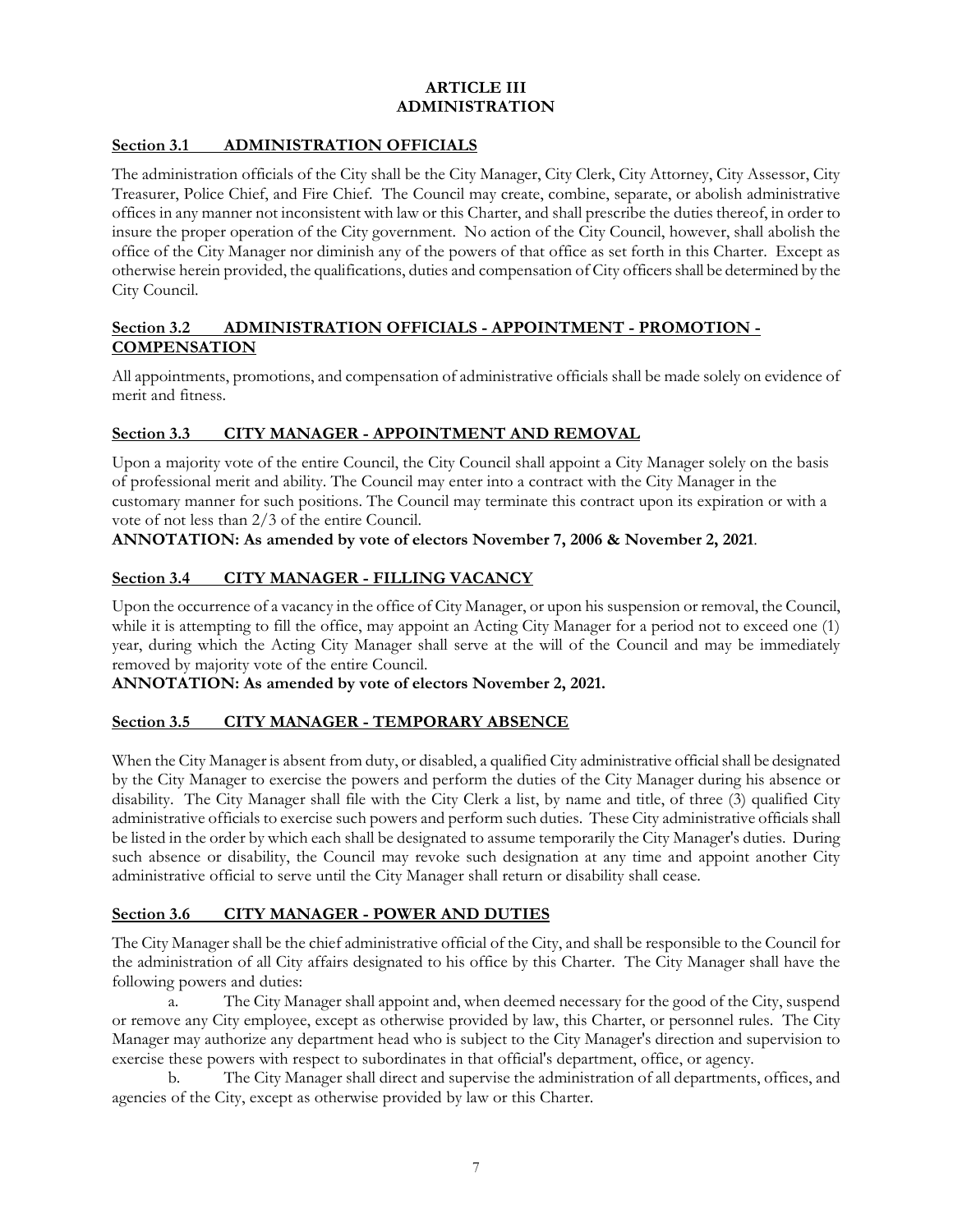# ARTICLE III
# ADMINISTRATION

## Section 3.1 ADMINISTRATION OFFICIALS

The administration officials of the City shall be the City Manager, City Clerk, City Attorney, City Assessor, City Treasurer, Police Chief, and Fire Chief. The Council may create, combine, separate, or abolish administrative offices in any manner not inconsistent with law or this Charter, and shall prescribe the duties thereof, in order to insure the proper operation of the City government. No action of the City Council, however, shall abolish the office of the City Manager nor diminish any of the powers of that office as set forth in this Charter. Except as otherwise herein provided, the qualifications, duties and compensation of City officers shall be determined by the City Council.

## Section 3.2 ADMINISTRATION OFFICIALS - APPOINTMENT - PROMOTION - COMPENSATION

All appointments, promotions, and compensation of administrative officials shall be made solely on evidence of merit and fitness.

## Section 3.3 CITY MANAGER - APPOINTMENT AND REMOVAL

Upon a majority vote of the entire Council, the City Council shall appoint a City Manager solely on the basis of professional merit and ability. The Council may enter into a contract with the City Manager in the customary manner for such positions. The Council may terminate this contract upon its expiration or with a vote of not less than 2/3 of the entire Council.

**ANNOTATION: As amended by vote of electors November 7, 2006 & November 2, 2021**.

## Section 3.4 CITY MANAGER - FILLING VACANCY

Upon the occurrence of a vacancy in the office of City Manager, or upon his suspension or removal, the Council, while it is attempting to fill the office, may appoint an Acting City Manager for a period not to exceed one (1) year, during which the Acting City Manager shall serve at the will of the Council and may be immediately removed by majority vote of the entire Council.

**ANNOTATION: As amended by vote of electors November 2, 2021.**

## Section 3.5 CITY MANAGER - TEMPORARY ABSENCE

When the City Manager is absent from duty, or disabled, a qualified City administrative official shall be designated by the City Manager to exercise the powers and perform the duties of the City Manager during his absence or disability. The City Manager shall file with the City Clerk a list, by name and title, of three (3) qualified City administrative officials to exercise such powers and perform such duties. These City administrative officials shall be listed in the order by which each shall be designated to assume temporarily the City Manager's duties. During such absence or disability, the Council may revoke such designation at any time and appoint another City administrative official to serve until the City Manager shall return or disability shall cease.

## Section 3.6 CITY MANAGER - POWER AND DUTIES

The City Manager shall be the chief administrative official of the City, and shall be responsible to the Council for the administration of all City affairs designated to his office by this Charter. The City Manager shall have the following powers and duties:

a. The City Manager shall appoint and, when deemed necessary for the good of the City, suspend or remove any City employee, except as otherwise provided by law, this Charter, or personnel rules. The City Manager may authorize any department head who is subject to the City Manager's direction and supervision to exercise these powers with respect to subordinates in that official's department, office, or agency.

b. The City Manager shall direct and supervise the administration of all departments, offices, and agencies of the City, except as otherwise provided by law or this Charter.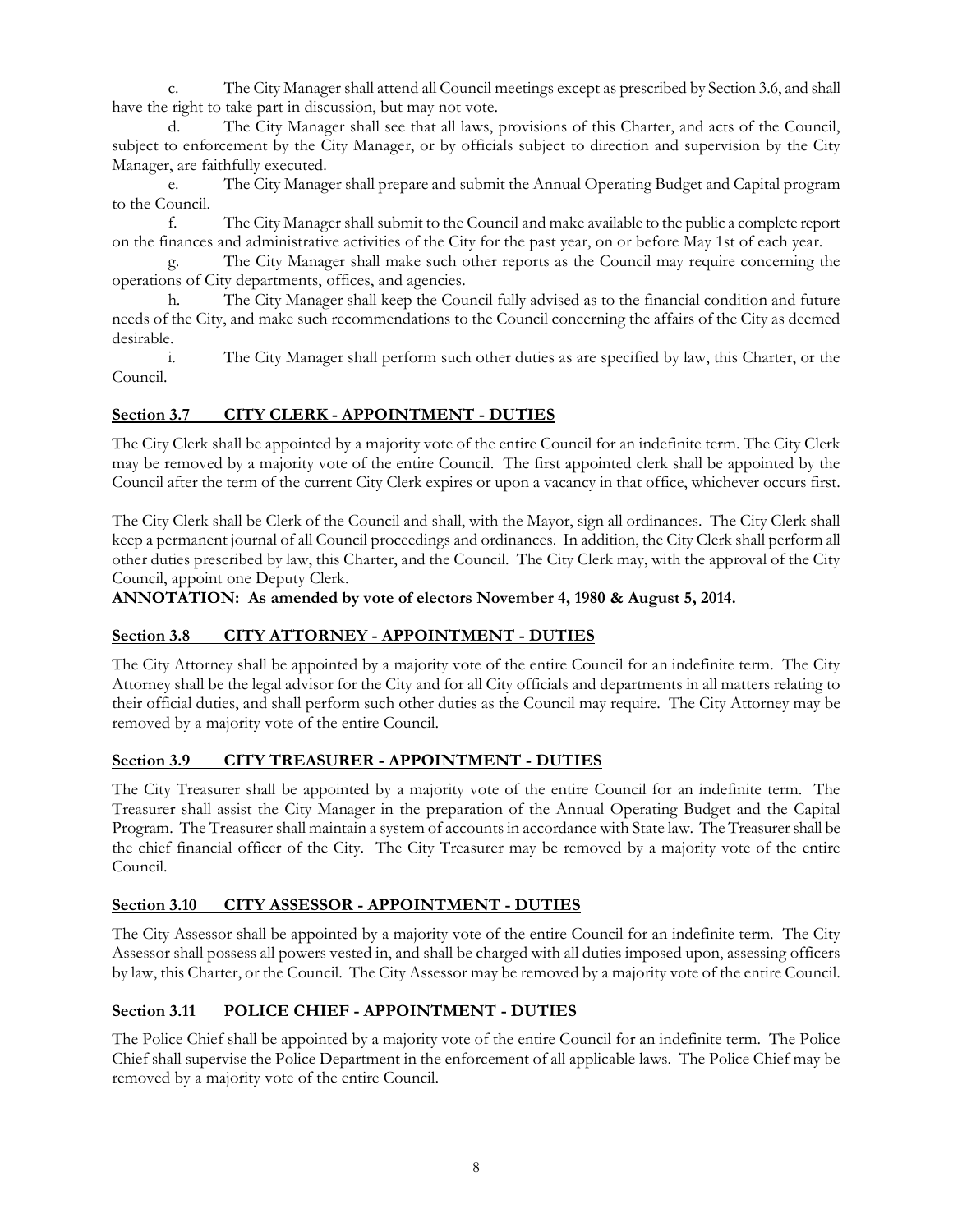c. The City Manager shall attend all Council meetings except as prescribed by Section 3.6, and shall have the right to take part in discussion, but may not vote.

d. The City Manager shall see that all laws, provisions of this Charter, and acts of the Council, subject to enforcement by the City Manager, or by officials subject to direction and supervision by the City Manager, are faithfully executed.

e. The City Manager shall prepare and submit the Annual Operating Budget and Capital program to the Council.

f. The City Manager shall submit to the Council and make available to the public a complete report on the finances and administrative activities of the City for the past year, on or before May 1st of each year.

g. The City Manager shall make such other reports as the Council may require concerning the operations of City departments, offices, and agencies.

h. The City Manager shall keep the Council fully advised as to the financial condition and future needs of the City, and make such recommendations to the Council concerning the affairs of the City as deemed desirable.

i. The City Manager shall perform such other duties as are specified by law, this Charter, or the Council.

## Section 3.7 CITY CLERK - APPOINTMENT - DUTIES

The City Clerk shall be appointed by a majority vote of the entire Council for an indefinite term. The City Clerk may be removed by a majority vote of the entire Council. The first appointed clerk shall be appointed by the Council after the term of the current City Clerk expires or upon a vacancy in that office, whichever occurs first.

The City Clerk shall be Clerk of the Council and shall, with the Mayor, sign all ordinances. The City Clerk shall keep a permanent journal of all Council proceedings and ordinances. In addition, the City Clerk shall perform all other duties prescribed by law, this Charter, and the Council. The City Clerk may, with the approval of the City Council, appoint one Deputy Clerk.

**ANNOTATION: As amended by vote of electors November 4, 1980 & August 5, 2014.**

## Section 3.8 CITY ATTORNEY - APPOINTMENT - DUTIES

The City Attorney shall be appointed by a majority vote of the entire Council for an indefinite term. The City Attorney shall be the legal advisor for the City and for all City officials and departments in all matters relating to their official duties, and shall perform such other duties as the Council may require. The City Attorney may be removed by a majority vote of the entire Council.

## Section 3.9 CITY TREASURER - APPOINTMENT - DUTIES

The City Treasurer shall be appointed by a majority vote of the entire Council for an indefinite term. The Treasurer shall assist the City Manager in the preparation of the Annual Operating Budget and the Capital Program. The Treasurer shall maintain a system of accounts in accordance with State law. The Treasurer shall be the chief financial officer of the City. The City Treasurer may be removed by a majority vote of the entire Council.

## Section 3.10 CITY ASSESSOR - APPOINTMENT - DUTIES

The City Assessor shall be appointed by a majority vote of the entire Council for an indefinite term. The City Assessor shall possess all powers vested in, and shall be charged with all duties imposed upon, assessing officers by law, this Charter, or the Council. The City Assessor may be removed by a majority vote of the entire Council.

## Section 3.11 POLICE CHIEF - APPOINTMENT - DUTIES

The Police Chief shall be appointed by a majority vote of the entire Council for an indefinite term. The Police Chief shall supervise the Police Department in the enforcement of all applicable laws. The Police Chief may be removed by a majority vote of the entire Council.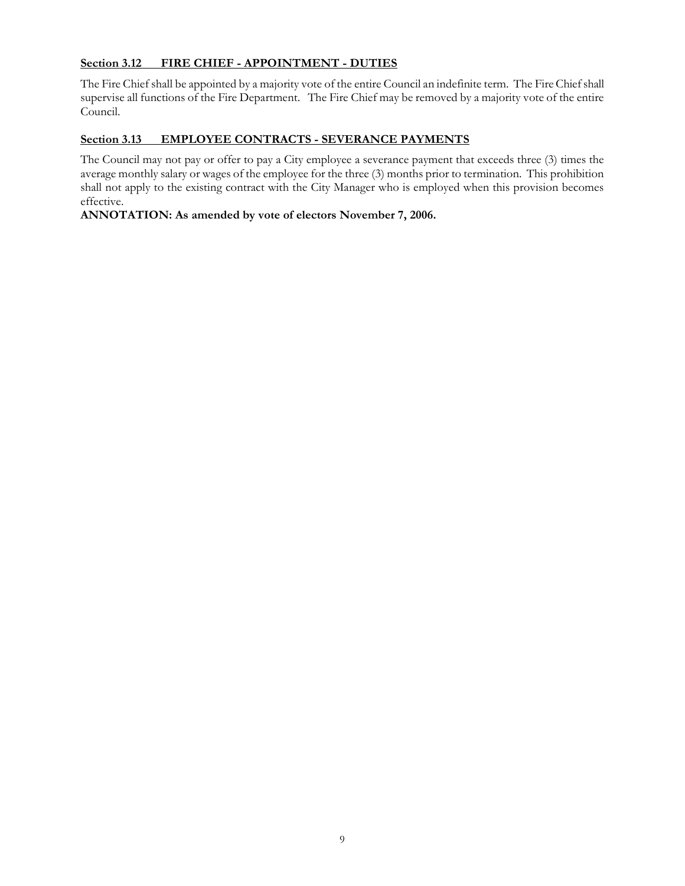**Section 3.12 FIRE CHIEF - APPOINTMENT - DUTIES**

The Fire Chief shall be appointed by a majority vote of the entire Council an indefinite term. The Fire Chief shall supervise all functions of the Fire Department. The Fire Chief may be removed by a majority vote of the entire Council.

**Section 3.13 EMPLOYEE CONTRACTS - SEVERANCE PAYMENTS**

The Council may not pay or offer to pay a City employee a severance payment that exceeds three (3) times the average monthly salary or wages of the employee for the three (3) months prior to termination. This prohibition shall not apply to the existing contract with the City Manager who is employed when this provision becomes effective.

**ANNOTATION: As amended by vote of electors November 7, 2006.**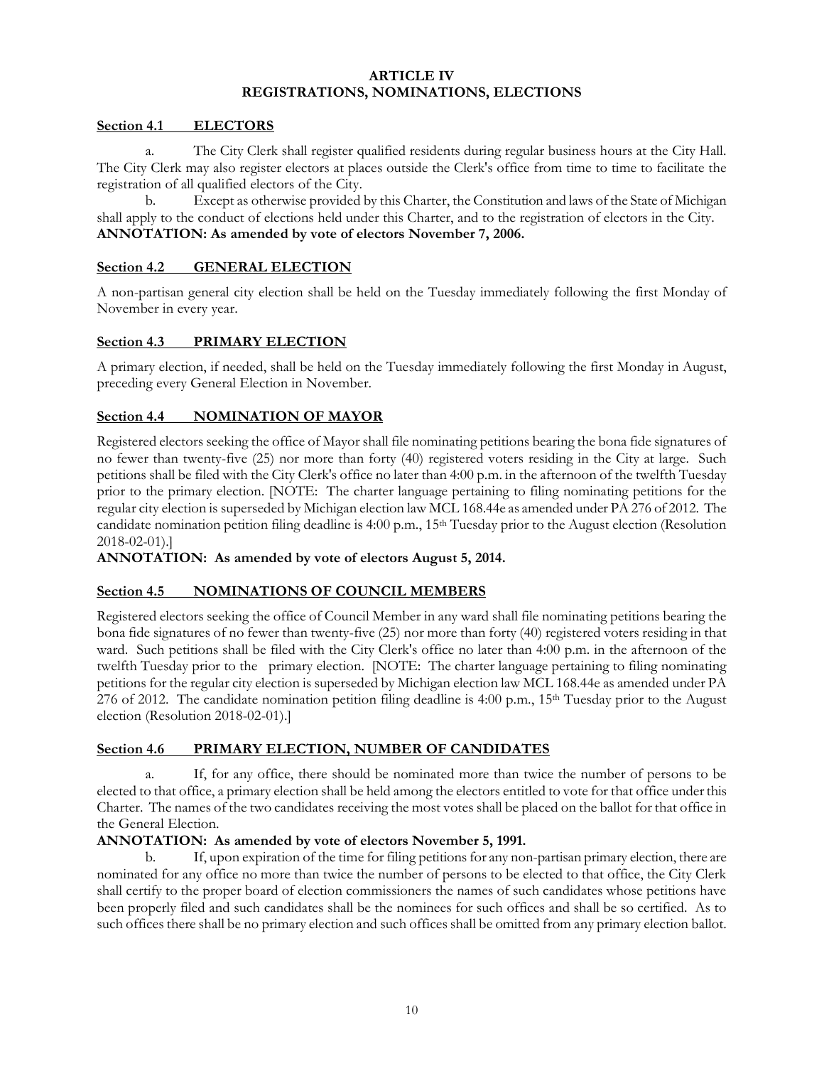# ARTICLE IV
# REGISTRATIONS, NOMINATIONS, ELECTIONS

## Section 4.1 ELECTORS

a. The City Clerk shall register qualified residents during regular business hours at the City Hall. The City Clerk may also register electors at places outside the Clerk's office from time to time to facilitate the registration of all qualified electors of the City.

b. Except as otherwise provided by this Charter, the Constitution and laws of the State of Michigan shall apply to the conduct of elections held under this Charter, and to the registration of electors in the City.

**ANNOTATION: As amended by vote of electors November 7, 2006.**

## Section 4.2 GENERAL ELECTION

A non-partisan general city election shall be held on the Tuesday immediately following the first Monday of November in every year.

## Section 4.3 PRIMARY ELECTION

A primary election, if needed, shall be held on the Tuesday immediately following the first Monday in August, preceding every General Election in November.

## Section 4.4 NOMINATION OF MAYOR

Registered electors seeking the office of Mayor shall file nominating petitions bearing the bona fide signatures of no fewer than twenty-five (25) nor more than forty (40) registered voters residing in the City at large. Such petitions shall be filed with the City Clerk's office no later than 4:00 p.m. in the afternoon of the twelfth Tuesday prior to the primary election. [NOTE: The charter language pertaining to filing nominating petitions for the regular city election is superseded by Michigan election law MCL 168.44e as amended under PA 276 of 2012. The candidate nomination petition filing deadline is 4:00 p.m., 15th Tuesday prior to the August election (Resolution 2018-02-01).]

**ANNOTATION: As amended by vote of electors August 5, 2014.**

## Section 4.5 NOMINATIONS OF COUNCIL MEMBERS

Registered electors seeking the office of Council Member in any ward shall file nominating petitions bearing the bona fide signatures of no fewer than twenty-five (25) nor more than forty (40) registered voters residing in that ward. Such petitions shall be filed with the City Clerk's office no later than 4:00 p.m. in the afternoon of the twelfth Tuesday prior to the primary election. [NOTE: The charter language pertaining to filing nominating petitions for the regular city election is superseded by Michigan election law MCL 168.44e as amended under PA 276 of 2012. The candidate nomination petition filing deadline is 4:00 p.m., 15th Tuesday prior to the August election (Resolution 2018-02-01).]

## Section 4.6 PRIMARY ELECTION, NUMBER OF CANDIDATES

a. If, for any office, there should be nominated more than twice the number of persons to be elected to that office, a primary election shall be held among the electors entitled to vote for that office under this Charter. The names of the two candidates receiving the most votes shall be placed on the ballot for that office in the General Election.

**ANNOTATION: As amended by vote of electors November 5, 1991.**

b. If, upon expiration of the time for filing petitions for any non-partisan primary election, there are nominated for any office no more than twice the number of persons to be elected to that office, the City Clerk shall certify to the proper board of election commissioners the names of such candidates whose petitions have been properly filed and such candidates shall be the nominees for such offices and shall be so certified. As to such offices there shall be no primary election and such offices shall be omitted from any primary election ballot.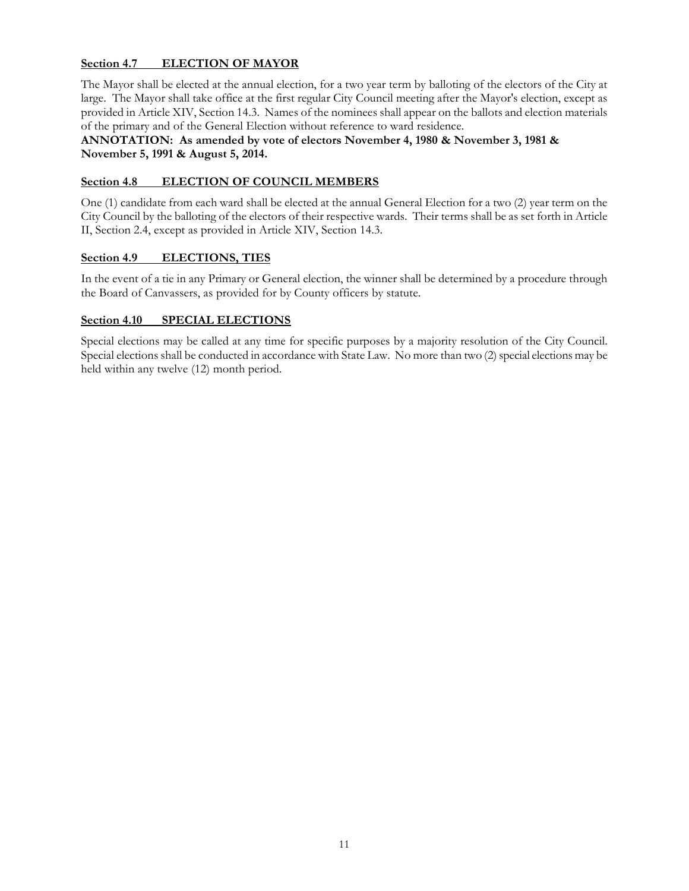### Section 4.7 ELECTION OF MAYOR

The Mayor shall be elected at the annual election, for a two year term by balloting of the electors of the City at large. The Mayor shall take office at the first regular City Council meeting after the Mayor's election, except as provided in Article XIV, Section 14.3. Names of the nominees shall appear on the ballots and election materials of the primary and of the General Election without reference to ward residence.

**ANNOTATION: As amended by vote of electors November 4, 1980 & November 3, 1981 & November 5, 1991 & August 5, 2014.**

### Section 4.8 ELECTION OF COUNCIL MEMBERS

One (1) candidate from each ward shall be elected at the annual General Election for a two (2) year term on the City Council by the balloting of the electors of their respective wards. Their terms shall be as set forth in Article II, Section 2.4, except as provided in Article XIV, Section 14.3.

### Section 4.9 ELECTIONS, TIES

In the event of a tie in any Primary or General election, the winner shall be determined by a procedure through the Board of Canvassers, as provided for by County officers by statute.

### Section 4.10 SPECIAL ELECTIONS

Special elections may be called at any time for specific purposes by a majority resolution of the City Council. Special elections shall be conducted in accordance with State Law. No more than two (2) special elections may be held within any twelve (12) month period.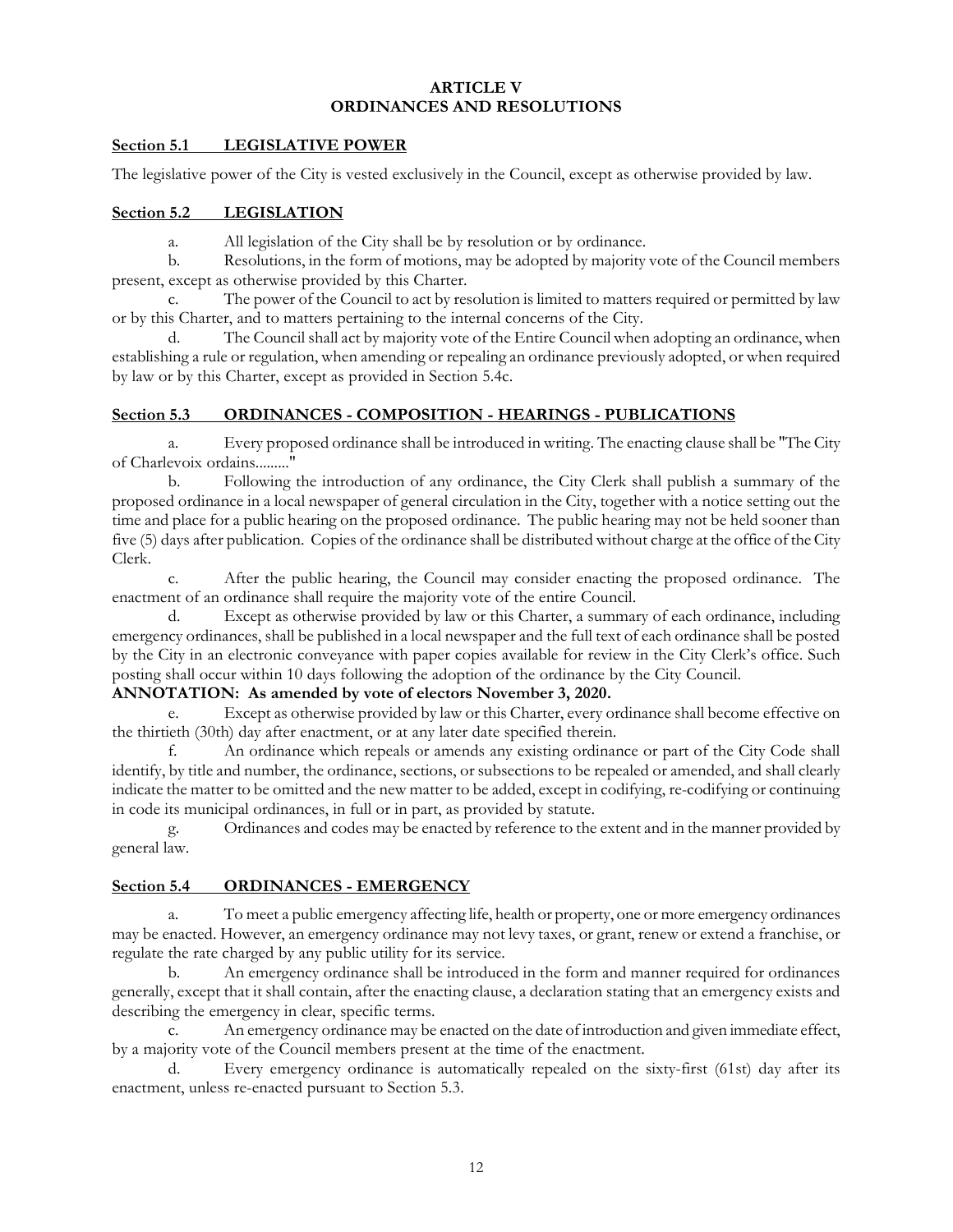# ARTICLE V
# ORDINANCES AND RESOLUTIONS

## Section 5.1 LEGISLATIVE POWER

The legislative power of the City is vested exclusively in the Council, except as otherwise provided by law.

## Section 5.2 LEGISLATION

a. All legislation of the City shall be by resolution or by ordinance.

b. Resolutions, in the form of motions, may be adopted by majority vote of the Council members present, except as otherwise provided by this Charter.

c. The power of the Council to act by resolution is limited to matters required or permitted by law or by this Charter, and to matters pertaining to the internal concerns of the City.

d. The Council shall act by majority vote of the Entire Council when adopting an ordinance, when establishing a rule or regulation, when amending or repealing an ordinance previously adopted, or when required by law or by this Charter, except as provided in Section 5.4c.

## Section 5.3 ORDINANCES - COMPOSITION - HEARINGS - PUBLICATIONS

a. Every proposed ordinance shall be introduced in writing. The enacting clause shall be "The City of Charlevoix ordains........."

b. Following the introduction of any ordinance, the City Clerk shall publish a summary of the proposed ordinance in a local newspaper of general circulation in the City, together with a notice setting out the time and place for a public hearing on the proposed ordinance. The public hearing may not be held sooner than five (5) days after publication. Copies of the ordinance shall be distributed without charge at the office of the City Clerk.

c. After the public hearing, the Council may consider enacting the proposed ordinance. The enactment of an ordinance shall require the majority vote of the entire Council.

d. Except as otherwise provided by law or this Charter, a summary of each ordinance, including emergency ordinances, shall be published in a local newspaper and the full text of each ordinance shall be posted by the City in an electronic conveyance with paper copies available for review in the City Clerk's office. Such posting shall occur within 10 days following the adoption of the ordinance by the City Council.

**ANNOTATION: As amended by vote of electors November 3, 2020.**

e. Except as otherwise provided by law or this Charter, every ordinance shall become effective on the thirtieth (30th) day after enactment, or at any later date specified therein.

f. An ordinance which repeals or amends any existing ordinance or part of the City Code shall identify, by title and number, the ordinance, sections, or subsections to be repealed or amended, and shall clearly indicate the matter to be omitted and the new matter to be added, except in codifying, re-codifying or continuing in code its municipal ordinances, in full or in part, as provided by statute.

g. Ordinances and codes may be enacted by reference to the extent and in the manner provided by general law.

## Section 5.4 ORDINANCES - EMERGENCY

a. To meet a public emergency affecting life, health or property, one or more emergency ordinances may be enacted. However, an emergency ordinance may not levy taxes, or grant, renew or extend a franchise, or regulate the rate charged by any public utility for its service.

b. An emergency ordinance shall be introduced in the form and manner required for ordinances generally, except that it shall contain, after the enacting clause, a declaration stating that an emergency exists and describing the emergency in clear, specific terms.

c. An emergency ordinance may be enacted on the date of introduction and given immediate effect, by a majority vote of the Council members present at the time of the enactment.

d. Every emergency ordinance is automatically repealed on the sixty-first (61st) day after its enactment, unless re-enacted pursuant to Section 5.3.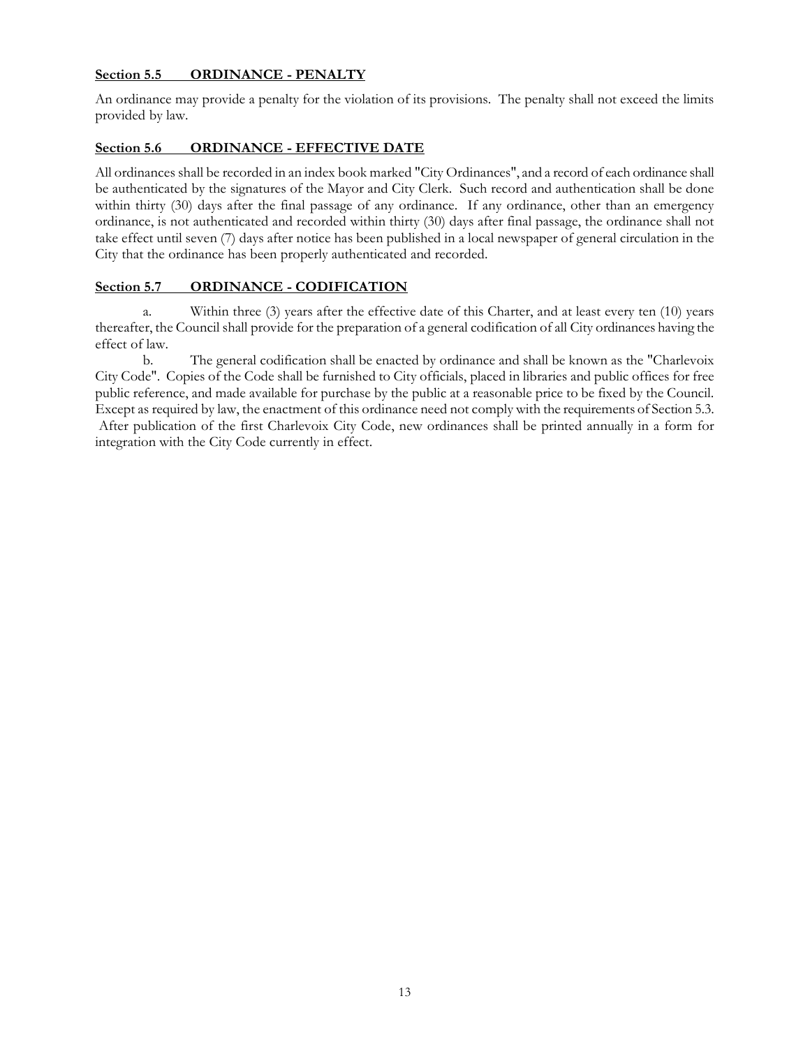### **Section 5.5 ORDINANCE - PENALTY**

An ordinance may provide a penalty for the violation of its provisions. The penalty shall not exceed the limits provided by law.

### **Section 5.6 ORDINANCE - EFFECTIVE DATE**

All ordinances shall be recorded in an index book marked "City Ordinances", and a record of each ordinance shall be authenticated by the signatures of the Mayor and City Clerk. Such record and authentication shall be done within thirty (30) days after the final passage of any ordinance. If any ordinance, other than an emergency ordinance, is not authenticated and recorded within thirty (30) days after final passage, the ordinance shall not take effect until seven (7) days after notice has been published in a local newspaper of general circulation in the City that the ordinance has been properly authenticated and recorded.

### **Section 5.7 ORDINANCE - CODIFICATION**

a. Within three (3) years after the effective date of this Charter, and at least every ten (10) years thereafter, the Council shall provide for the preparation of a general codification of all City ordinances having the effect of law.

b. The general codification shall be enacted by ordinance and shall be known as the "Charlevoix City Code". Copies of the Code shall be furnished to City officials, placed in libraries and public offices for free public reference, and made available for purchase by the public at a reasonable price to be fixed by the Council. Except as required by law, the enactment of this ordinance need not comply with the requirements of Section 5.3. After publication of the first Charlevoix City Code, new ordinances shall be printed annually in a form for integration with the City Code currently in effect.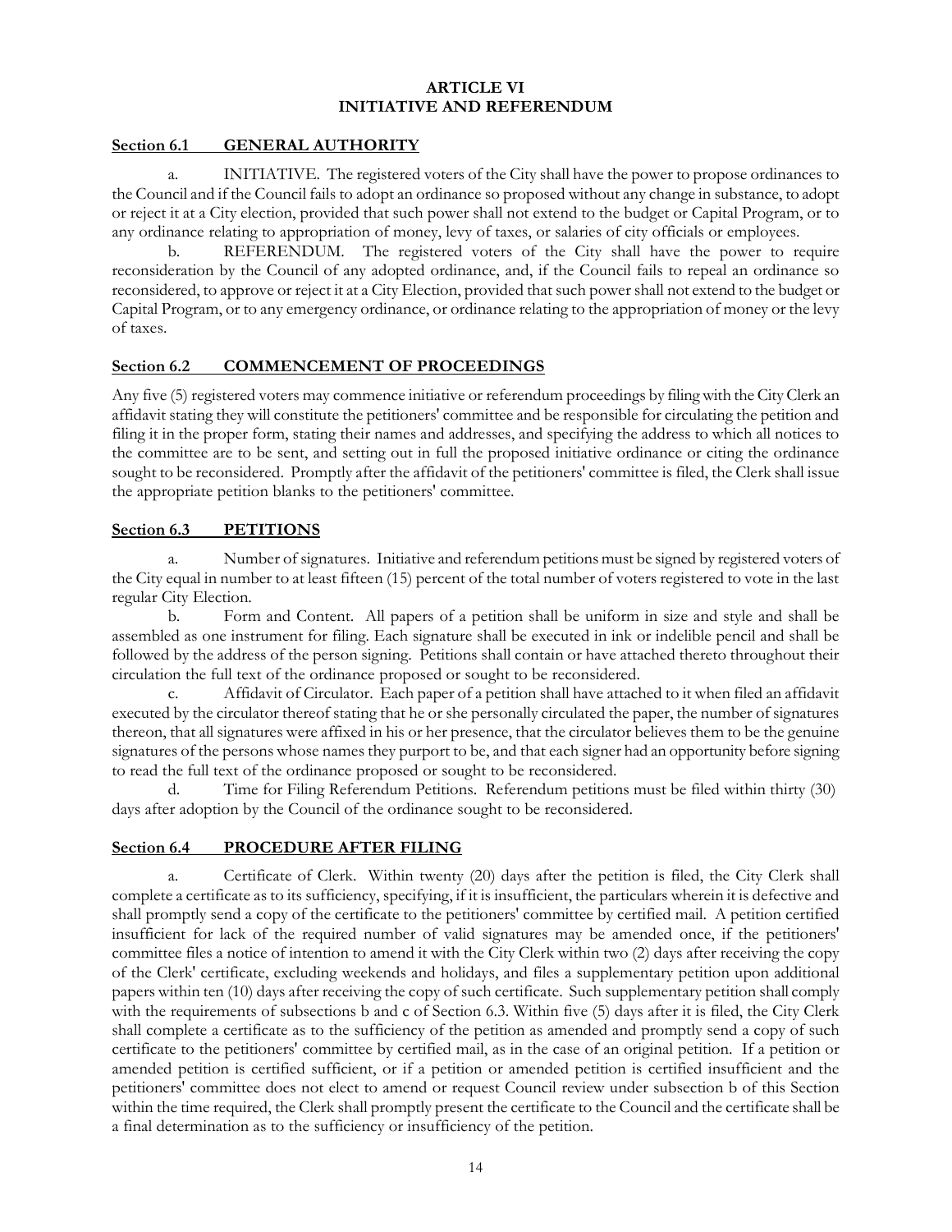# ARTICLE VI
# INITIATIVE AND REFERENDUM

## Section 6.1 GENERAL AUTHORITY

a. INITIATIVE. The registered voters of the City shall have the power to propose ordinances to the Council and if the Council fails to adopt an ordinance so proposed without any change in substance, to adopt or reject it at a City election, provided that such power shall not extend to the budget or Capital Program, or to any ordinance relating to appropriation of money, levy of taxes, or salaries of city officials or employees.

b. REFERENDUM. The registered voters of the City shall have the power to require reconsideration by the Council of any adopted ordinance, and, if the Council fails to repeal an ordinance so reconsidered, to approve or reject it at a City Election, provided that such power shall not extend to the budget or Capital Program, or to any emergency ordinance, or ordinance relating to the appropriation of money or the levy of taxes.

## Section 6.2 COMMENCEMENT OF PROCEEDINGS

Any five (5) registered voters may commence initiative or referendum proceedings by filing with the City Clerk an affidavit stating they will constitute the petitioners' committee and be responsible for circulating the petition and filing it in the proper form, stating their names and addresses, and specifying the address to which all notices to the committee are to be sent, and setting out in full the proposed initiative ordinance or citing the ordinance sought to be reconsidered. Promptly after the affidavit of the petitioners' committee is filed, the Clerk shall issue the appropriate petition blanks to the petitioners' committee.

## Section 6.3 PETITIONS

a. Number of signatures. Initiative and referendum petitions must be signed by registered voters of the City equal in number to at least fifteen (15) percent of the total number of voters registered to vote in the last regular City Election.

b. Form and Content. All papers of a petition shall be uniform in size and style and shall be assembled as one instrument for filing. Each signature shall be executed in ink or indelible pencil and shall be followed by the address of the person signing. Petitions shall contain or have attached thereto throughout their circulation the full text of the ordinance proposed or sought to be reconsidered.

c. Affidavit of Circulator. Each paper of a petition shall have attached to it when filed an affidavit executed by the circulator thereof stating that he or she personally circulated the paper, the number of signatures thereon, that all signatures were affixed in his or her presence, that the circulator believes them to be the genuine signatures of the persons whose names they purport to be, and that each signer had an opportunity before signing to read the full text of the ordinance proposed or sought to be reconsidered.

d. Time for Filing Referendum Petitions. Referendum petitions must be filed within thirty (30) days after adoption by the Council of the ordinance sought to be reconsidered.

## Section 6.4 PROCEDURE AFTER FILING

a. Certificate of Clerk. Within twenty (20) days after the petition is filed, the City Clerk shall complete a certificate as to its sufficiency, specifying, if it is insufficient, the particulars wherein it is defective and shall promptly send a copy of the certificate to the petitioners' committee by certified mail. A petition certified insufficient for lack of the required number of valid signatures may be amended once, if the petitioners' committee files a notice of intention to amend it with the City Clerk within two (2) days after receiving the copy of the Clerk' certificate, excluding weekends and holidays, and files a supplementary petition upon additional papers within ten (10) days after receiving the copy of such certificate. Such supplementary petition shall comply with the requirements of subsections b and c of Section 6.3. Within five (5) days after it is filed, the City Clerk shall complete a certificate as to the sufficiency of the petition as amended and promptly send a copy of such certificate to the petitioners' committee by certified mail, as in the case of an original petition. If a petition or amended petition is certified sufficient, or if a petition or amended petition is certified insufficient and the petitioners' committee does not elect to amend or request Council review under subsection b of this Section within the time required, the Clerk shall promptly present the certificate to the Council and the certificate shall be a final determination as to the sufficiency or insufficiency of the petition.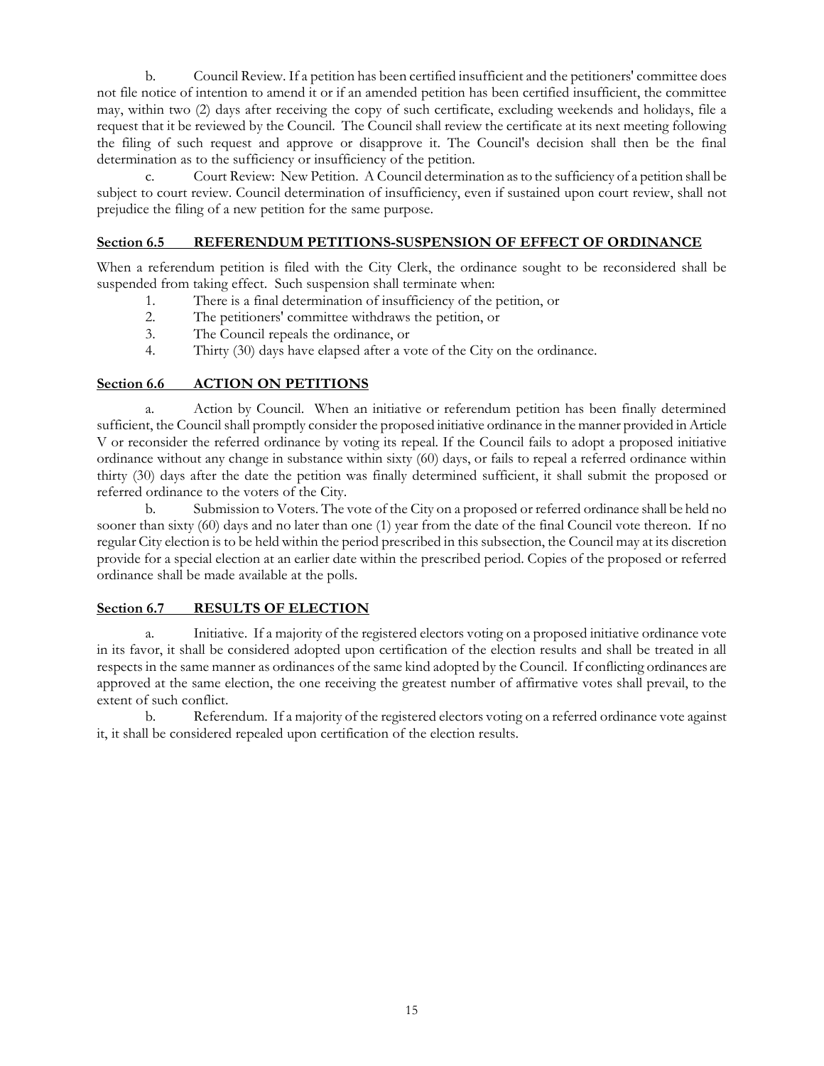b. Council Review. If a petition has been certified insufficient and the petitioners' committee does not file notice of intention to amend it or if an amended petition has been certified insufficient, the committee may, within two (2) days after receiving the copy of such certificate, excluding weekends and holidays, file a request that it be reviewed by the Council. The Council shall review the certificate at its next meeting following the filing of such request and approve or disapprove it. The Council's decision shall then be the final determination as to the sufficiency or insufficiency of the petition.

c. Court Review: New Petition. A Council determination as to the sufficiency of a petition shall be subject to court review. Council determination of insufficiency, even if sustained upon court review, shall not prejudice the filing of a new petition for the same purpose.

## Section 6.5 REFERENDUM PETITIONS-SUSPENSION OF EFFECT OF ORDINANCE

When a referendum petition is filed with the City Clerk, the ordinance sought to be reconsidered shall be suspended from taking effect. Such suspension shall terminate when:

1. There is a final determination of insufficiency of the petition, or
2. The petitioners' committee withdraws the petition, or
3. The Council repeals the ordinance, or
4. Thirty (30) days have elapsed after a vote of the City on the ordinance.

## Section 6.6 ACTION ON PETITIONS

a. Action by Council. When an initiative or referendum petition has been finally determined sufficient, the Council shall promptly consider the proposed initiative ordinance in the manner provided in Article V or reconsider the referred ordinance by voting its repeal. If the Council fails to adopt a proposed initiative ordinance without any change in substance within sixty (60) days, or fails to repeal a referred ordinance within thirty (30) days after the date the petition was finally determined sufficient, it shall submit the proposed or referred ordinance to the voters of the City.

b. Submission to Voters. The vote of the City on a proposed or referred ordinance shall be held no sooner than sixty (60) days and no later than one (1) year from the date of the final Council vote thereon. If no regular City election is to be held within the period prescribed in this subsection, the Council may at its discretion provide for a special election at an earlier date within the prescribed period. Copies of the proposed or referred ordinance shall be made available at the polls.

## Section 6.7 RESULTS OF ELECTION

a. Initiative. If a majority of the registered electors voting on a proposed initiative ordinance vote in its favor, it shall be considered adopted upon certification of the election results and shall be treated in all respects in the same manner as ordinances of the same kind adopted by the Council. If conflicting ordinances are approved at the same election, the one receiving the greatest number of affirmative votes shall prevail, to the extent of such conflict.

b. Referendum. If a majority of the registered electors voting on a referred ordinance vote against it, it shall be considered repealed upon certification of the election results.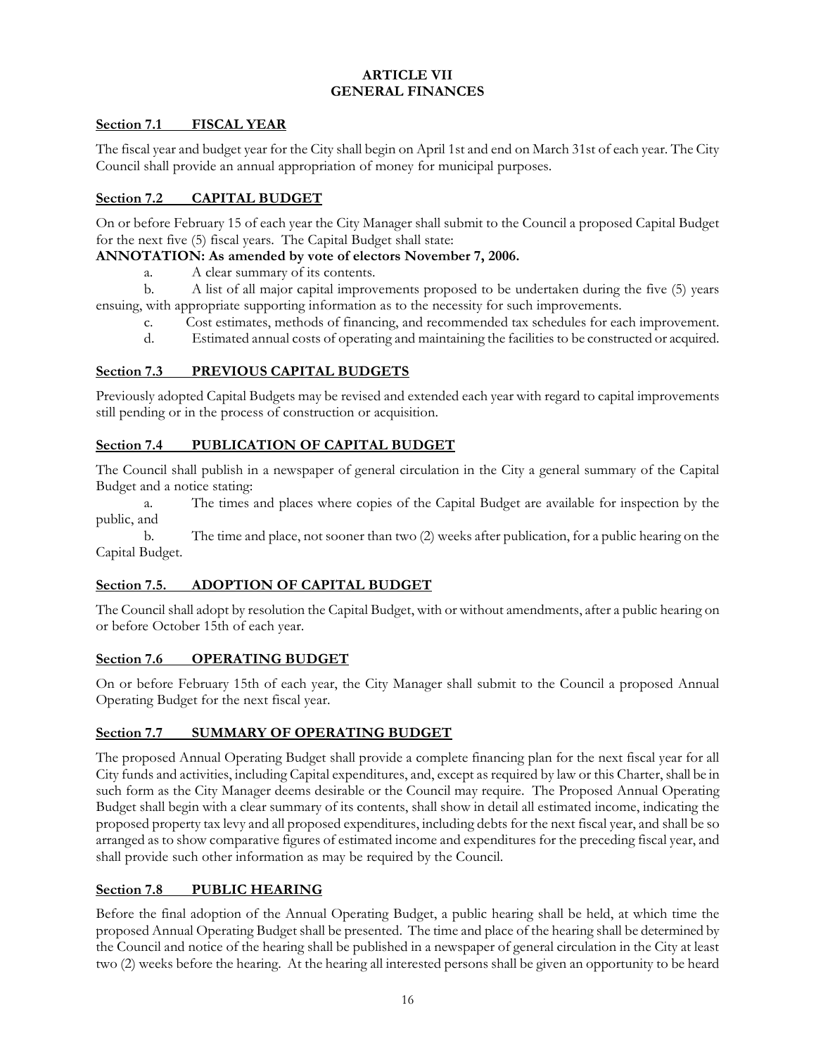# ARTICLE VII
# GENERAL FINANCES

## Section 7.1 FISCAL YEAR

The fiscal year and budget year for the City shall begin on April 1st and end on March 31st of each year. The City Council shall provide an annual appropriation of money for municipal purposes.

## Section 7.2 CAPITAL BUDGET

On or before February 15 of each year the City Manager shall submit to the Council a proposed Capital Budget for the next five (5) fiscal years. The Capital Budget shall state:

**ANNOTATION: As amended by vote of electors November 7, 2006.**

a. A clear summary of its contents.

b. A list of all major capital improvements proposed to be undertaken during the five (5) years ensuing, with appropriate supporting information as to the necessity for such improvements.

c. Cost estimates, methods of financing, and recommended tax schedules for each improvement.

d. Estimated annual costs of operating and maintaining the facilities to be constructed or acquired.

## Section 7.3 PREVIOUS CAPITAL BUDGETS

Previously adopted Capital Budgets may be revised and extended each year with regard to capital improvements still pending or in the process of construction or acquisition.

## Section 7.4 PUBLICATION OF CAPITAL BUDGET

The Council shall publish in a newspaper of general circulation in the City a general summary of the Capital Budget and a notice stating:

a. The times and places where copies of the Capital Budget are available for inspection by the public, and

b. The time and place, not sooner than two (2) weeks after publication, for a public hearing on the Capital Budget.

## Section 7.5. ADOPTION OF CAPITAL BUDGET

The Council shall adopt by resolution the Capital Budget, with or without amendments, after a public hearing on or before October 15th of each year.

## Section 7.6 OPERATING BUDGET

On or before February 15th of each year, the City Manager shall submit to the Council a proposed Annual Operating Budget for the next fiscal year.

## Section 7.7 SUMMARY OF OPERATING BUDGET

The proposed Annual Operating Budget shall provide a complete financing plan for the next fiscal year for all City funds and activities, including Capital expenditures, and, except as required by law or this Charter, shall be in such form as the City Manager deems desirable or the Council may require. The Proposed Annual Operating Budget shall begin with a clear summary of its contents, shall show in detail all estimated income, indicating the proposed property tax levy and all proposed expenditures, including debts for the next fiscal year, and shall be so arranged as to show comparative figures of estimated income and expenditures for the preceding fiscal year, and shall provide such other information as may be required by the Council.

## Section 7.8 PUBLIC HEARING

Before the final adoption of the Annual Operating Budget, a public hearing shall be held, at which time the proposed Annual Operating Budget shall be presented. The time and place of the hearing shall be determined by the Council and notice of the hearing shall be published in a newspaper of general circulation in the City at least two (2) weeks before the hearing. At the hearing all interested persons shall be given an opportunity to be heard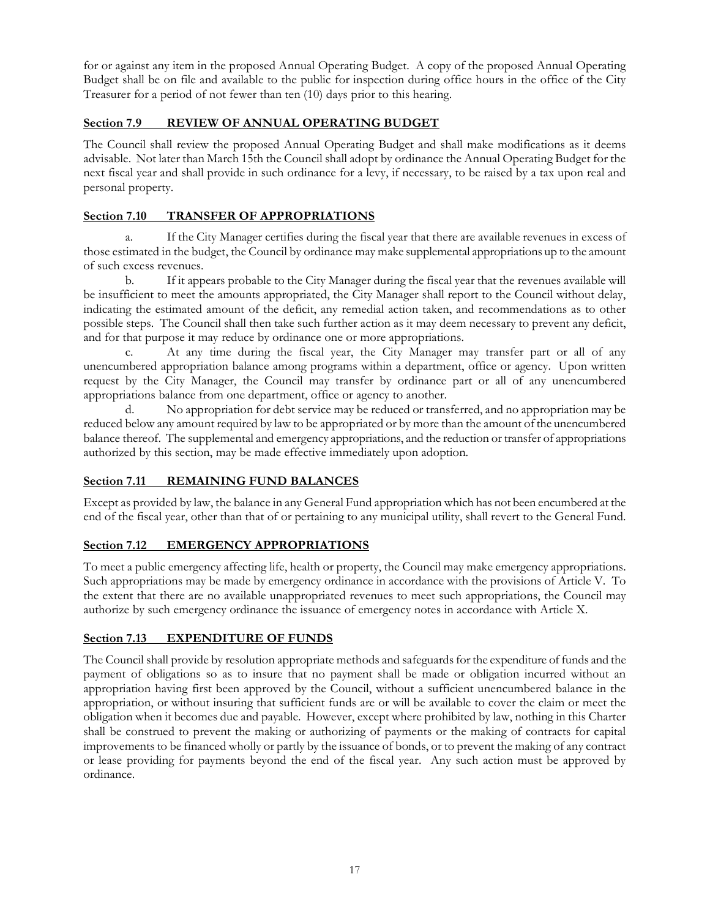for or against any item in the proposed Annual Operating Budget. A copy of the proposed Annual Operating Budget shall be on file and available to the public for inspection during office hours in the office of the City Treasurer for a period of not fewer than ten (10) days prior to this hearing.

## Section 7.9 REVIEW OF ANNUAL OPERATING BUDGET

The Council shall review the proposed Annual Operating Budget and shall make modifications as it deems advisable. Not later than March 15th the Council shall adopt by ordinance the Annual Operating Budget for the next fiscal year and shall provide in such ordinance for a levy, if necessary, to be raised by a tax upon real and personal property.

## Section 7.10 TRANSFER OF APPROPRIATIONS

a. If the City Manager certifies during the fiscal year that there are available revenues in excess of those estimated in the budget, the Council by ordinance may make supplemental appropriations up to the amount of such excess revenues.

b. If it appears probable to the City Manager during the fiscal year that the revenues available will be insufficient to meet the amounts appropriated, the City Manager shall report to the Council without delay, indicating the estimated amount of the deficit, any remedial action taken, and recommendations as to other possible steps. The Council shall then take such further action as it may deem necessary to prevent any deficit, and for that purpose it may reduce by ordinance one or more appropriations.

c. At any time during the fiscal year, the City Manager may transfer part or all of any unencumbered appropriation balance among programs within a department, office or agency. Upon written request by the City Manager, the Council may transfer by ordinance part or all of any unencumbered appropriations balance from one department, office or agency to another.

d. No appropriation for debt service may be reduced or transferred, and no appropriation may be reduced below any amount required by law to be appropriated or by more than the amount of the unencumbered balance thereof. The supplemental and emergency appropriations, and the reduction or transfer of appropriations authorized by this section, may be made effective immediately upon adoption.

## Section 7.11 REMAINING FUND BALANCES

Except as provided by law, the balance in any General Fund appropriation which has not been encumbered at the end of the fiscal year, other than that of or pertaining to any municipal utility, shall revert to the General Fund.

## Section 7.12 EMERGENCY APPROPRIATIONS

To meet a public emergency affecting life, health or property, the Council may make emergency appropriations. Such appropriations may be made by emergency ordinance in accordance with the provisions of Article V. To the extent that there are no available unappropriated revenues to meet such appropriations, the Council may authorize by such emergency ordinance the issuance of emergency notes in accordance with Article X.

## Section 7.13 EXPENDITURE OF FUNDS

The Council shall provide by resolution appropriate methods and safeguards for the expenditure of funds and the payment of obligations so as to insure that no payment shall be made or obligation incurred without an appropriation having first been approved by the Council, without a sufficient unencumbered balance in the appropriation, or without insuring that sufficient funds are or will be available to cover the claim or meet the obligation when it becomes due and payable. However, except where prohibited by law, nothing in this Charter shall be construed to prevent the making or authorizing of payments or the making of contracts for capital improvements to be financed wholly or partly by the issuance of bonds, or to prevent the making of any contract or lease providing for payments beyond the end of the fiscal year. Any such action must be approved by ordinance.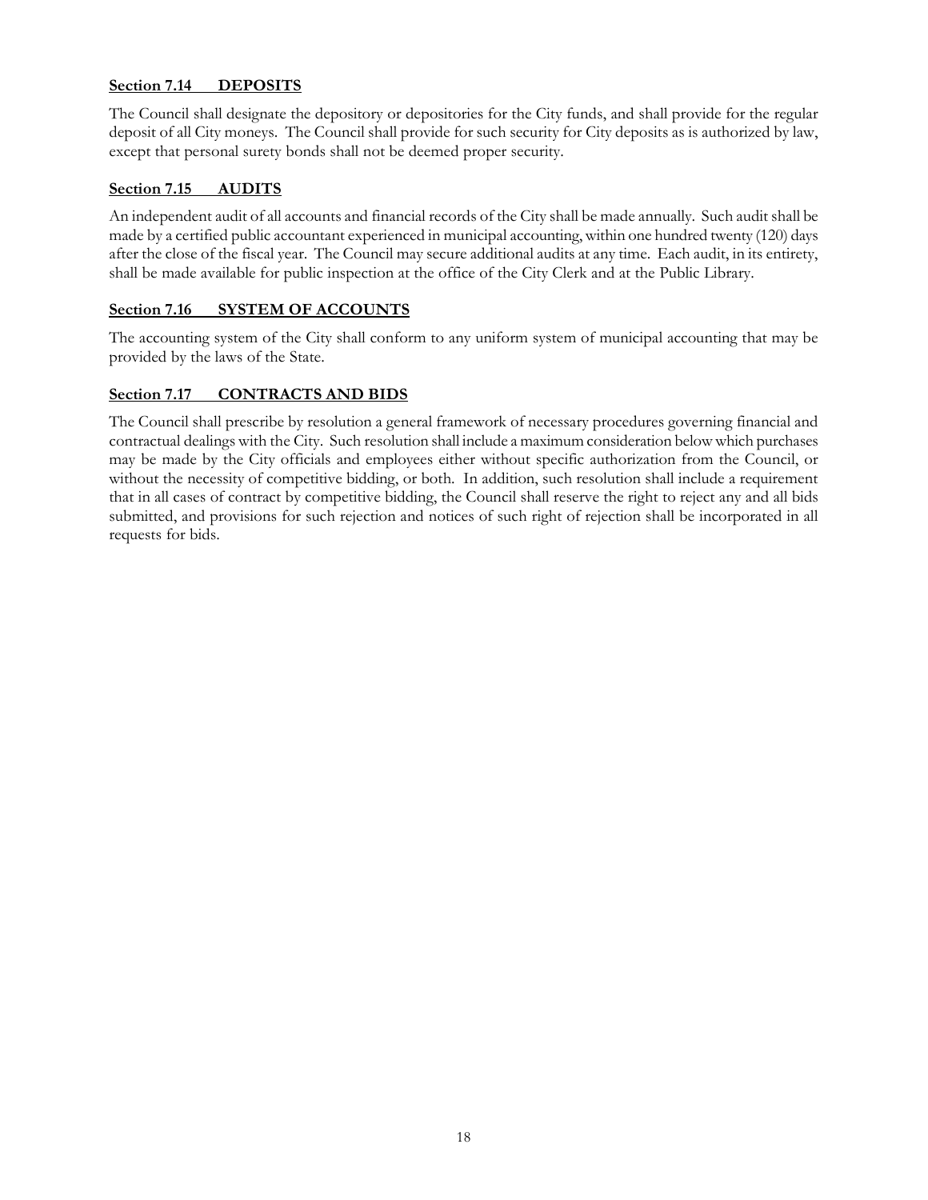### Section 7.14 DEPOSITS

The Council shall designate the depository or depositories for the City funds, and shall provide for the regular deposit of all City moneys. The Council shall provide for such security for City deposits as is authorized by law, except that personal surety bonds shall not be deemed proper security.

### Section 7.15 AUDITS

An independent audit of all accounts and financial records of the City shall be made annually. Such audit shall be made by a certified public accountant experienced in municipal accounting, within one hundred twenty (120) days after the close of the fiscal year. The Council may secure additional audits at any time. Each audit, in its entirety, shall be made available for public inspection at the office of the City Clerk and at the Public Library.

### Section 7.16 SYSTEM OF ACCOUNTS

The accounting system of the City shall conform to any uniform system of municipal accounting that may be provided by the laws of the State.

### Section 7.17 CONTRACTS AND BIDS

The Council shall prescribe by resolution a general framework of necessary procedures governing financial and contractual dealings with the City. Such resolution shall include a maximum consideration below which purchases may be made by the City officials and employees either without specific authorization from the Council, or without the necessity of competitive bidding, or both. In addition, such resolution shall include a requirement that in all cases of contract by competitive bidding, the Council shall reserve the right to reject any and all bids submitted, and provisions for such rejection and notices of such right of rejection shall be incorporated in all requests for bids.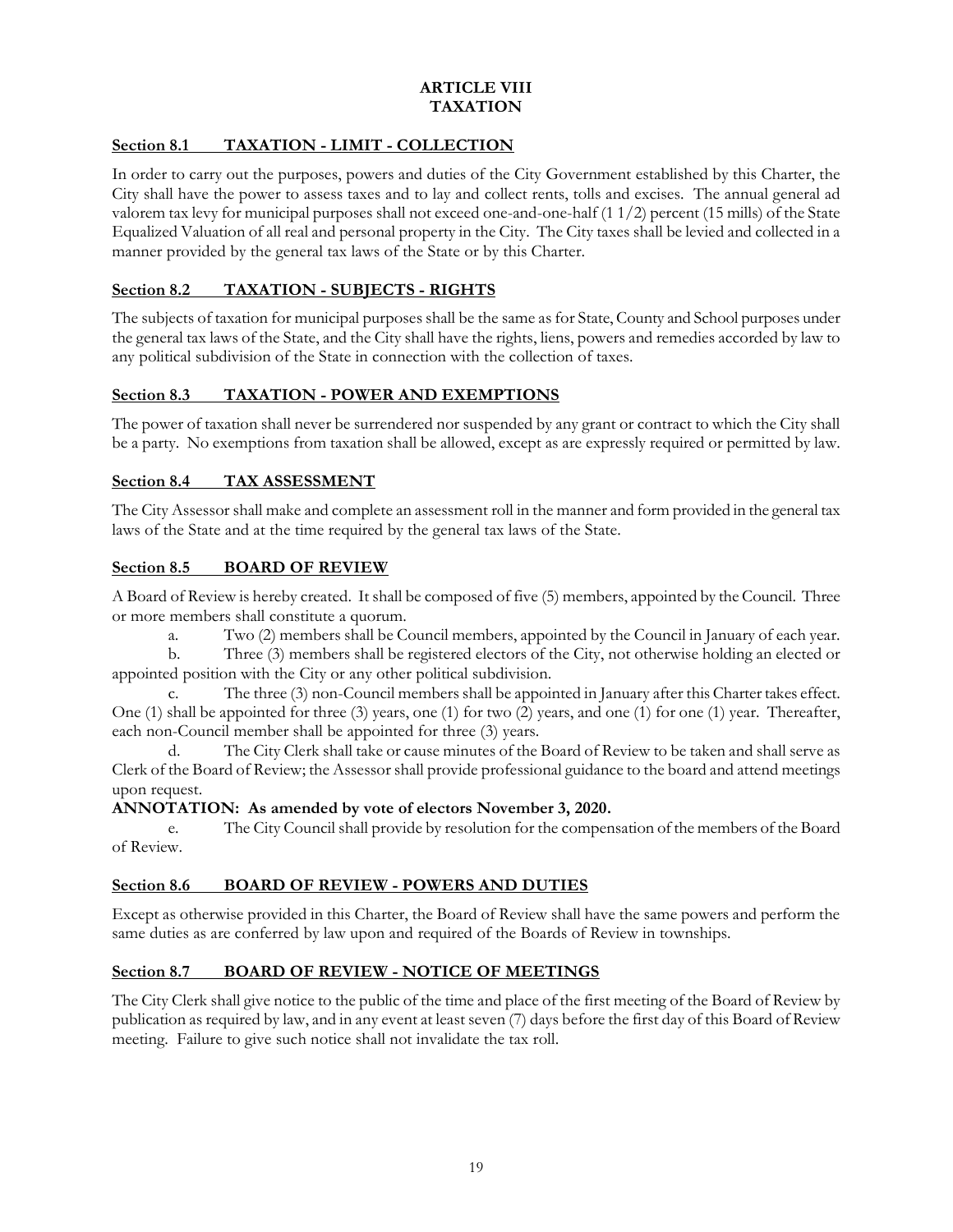# ARTICLE VIII
# TAXATION

## Section 8.1 TAXATION - LIMIT - COLLECTION

In order to carry out the purposes, powers and duties of the City Government established by this Charter, the City shall have the power to assess taxes and to lay and collect rents, tolls and excises. The annual general ad valorem tax levy for municipal purposes shall not exceed one-and-one-half (1 1/2) percent (15 mills) of the State Equalized Valuation of all real and personal property in the City. The City taxes shall be levied and collected in a manner provided by the general tax laws of the State or by this Charter.

## Section 8.2 TAXATION - SUBJECTS - RIGHTS

The subjects of taxation for municipal purposes shall be the same as for State, County and School purposes under the general tax laws of the State, and the City shall have the rights, liens, powers and remedies accorded by law to any political subdivision of the State in connection with the collection of taxes.

## Section 8.3 TAXATION - POWER AND EXEMPTIONS

The power of taxation shall never be surrendered nor suspended by any grant or contract to which the City shall be a party. No exemptions from taxation shall be allowed, except as are expressly required or permitted by law.

## Section 8.4 TAX ASSESSMENT

The City Assessor shall make and complete an assessment roll in the manner and form provided in the general tax laws of the State and at the time required by the general tax laws of the State.

## Section 8.5 BOARD OF REVIEW

A Board of Review is hereby created. It shall be composed of five (5) members, appointed by the Council. Three or more members shall constitute a quorum.

a. Two (2) members shall be Council members, appointed by the Council in January of each year.

b. Three (3) members shall be registered electors of the City, not otherwise holding an elected or appointed position with the City or any other political subdivision.

c. The three (3) non-Council members shall be appointed in January after this Charter takes effect. One (1) shall be appointed for three (3) years, one (1) for two (2) years, and one (1) for one (1) year. Thereafter, each non-Council member shall be appointed for three (3) years.

d. The City Clerk shall take or cause minutes of the Board of Review to be taken and shall serve as Clerk of the Board of Review; the Assessor shall provide professional guidance to the board and attend meetings upon request.

**ANNOTATION: As amended by vote of electors November 3, 2020.**

e. The City Council shall provide by resolution for the compensation of the members of the Board of Review.

## Section 8.6 BOARD OF REVIEW - POWERS AND DUTIES

Except as otherwise provided in this Charter, the Board of Review shall have the same powers and perform the same duties as are conferred by law upon and required of the Boards of Review in townships.

## Section 8.7 BOARD OF REVIEW - NOTICE OF MEETINGS

The City Clerk shall give notice to the public of the time and place of the first meeting of the Board of Review by publication as required by law, and in any event at least seven (7) days before the first day of this Board of Review meeting. Failure to give such notice shall not invalidate the tax roll.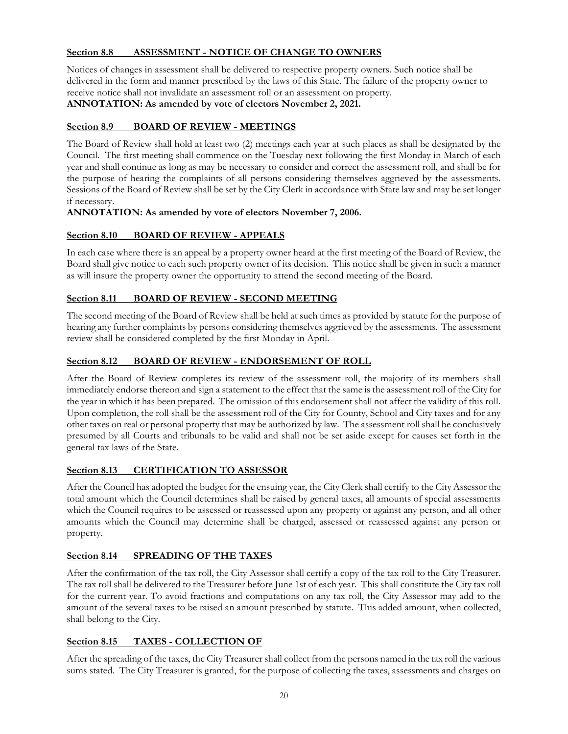### Section 8.8 ASSESSMENT - NOTICE OF CHANGE TO OWNERS

Notices of changes in assessment shall be delivered to respective property owners. Such notice shall be delivered in the form and manner prescribed by the laws of this State. The failure of the property owner to receive notice shall not invalidate an assessment roll or an assessment on property.

**ANNOTATION: As amended by vote of electors November 2, 2021.**

### Section 8.9 BOARD OF REVIEW - MEETINGS

The Board of Review shall hold at least two (2) meetings each year at such places as shall be designated by the Council. The first meeting shall commence on the Tuesday next following the first Monday in March of each year and shall continue as long as may be necessary to consider and correct the assessment roll, and shall be for the purpose of hearing the complaints of all persons considering themselves aggrieved by the assessments. Sessions of the Board of Review shall be set by the City Clerk in accordance with State law and may be set longer if necessary.

**ANNOTATION: As amended by vote of electors November 7, 2006.**

### Section 8.10 BOARD OF REVIEW - APPEALS

In each case where there is an appeal by a property owner heard at the first meeting of the Board of Review, the Board shall give notice to each such property owner of its decision. This notice shall be given in such a manner as will insure the property owner the opportunity to attend the second meeting of the Board.

### Section 8.11 BOARD OF REVIEW - SECOND MEETING

The second meeting of the Board of Review shall be held at such times as provided by statute for the purpose of hearing any further complaints by persons considering themselves aggrieved by the assessments. The assessment review shall be considered completed by the first Monday in April.

### Section 8.12 BOARD OF REVIEW - ENDORSEMENT OF ROLL

After the Board of Review completes its review of the assessment roll, the majority of its members shall immediately endorse thereon and sign a statement to the effect that the same is the assessment roll of the City for the year in which it has been prepared. The omission of this endorsement shall not affect the validity of this roll. Upon completion, the roll shall be the assessment roll of the City for County, School and City taxes and for any other taxes on real or personal property that may be authorized by law. The assessment roll shall be conclusively presumed by all Courts and tribunals to be valid and shall not be set aside except for causes set forth in the general tax laws of the State.

### Section 8.13 CERTIFICATION TO ASSESSOR

After the Council has adopted the budget for the ensuing year, the City Clerk shall certify to the City Assessor the total amount which the Council determines shall be raised by general taxes, all amounts of special assessments which the Council requires to be assessed or reassessed upon any property or against any person, and all other amounts which the Council may determine shall be charged, assessed or reassessed against any person or property.

### Section 8.14 SPREADING OF THE TAXES

After the confirmation of the tax roll, the City Assessor shall certify a copy of the tax roll to the City Treasurer. The tax roll shall be delivered to the Treasurer before June 1st of each year. This shall constitute the City tax roll for the current year. To avoid fractions and computations on any tax roll, the City Assessor may add to the amount of the several taxes to be raised an amount prescribed by statute. This added amount, when collected, shall belong to the City.

### Section 8.15 TAXES - COLLECTION OF

After the spreading of the taxes, the City Treasurer shall collect from the persons named in the tax roll the various sums stated. The City Treasurer is granted, for the purpose of collecting the taxes, assessments and charges on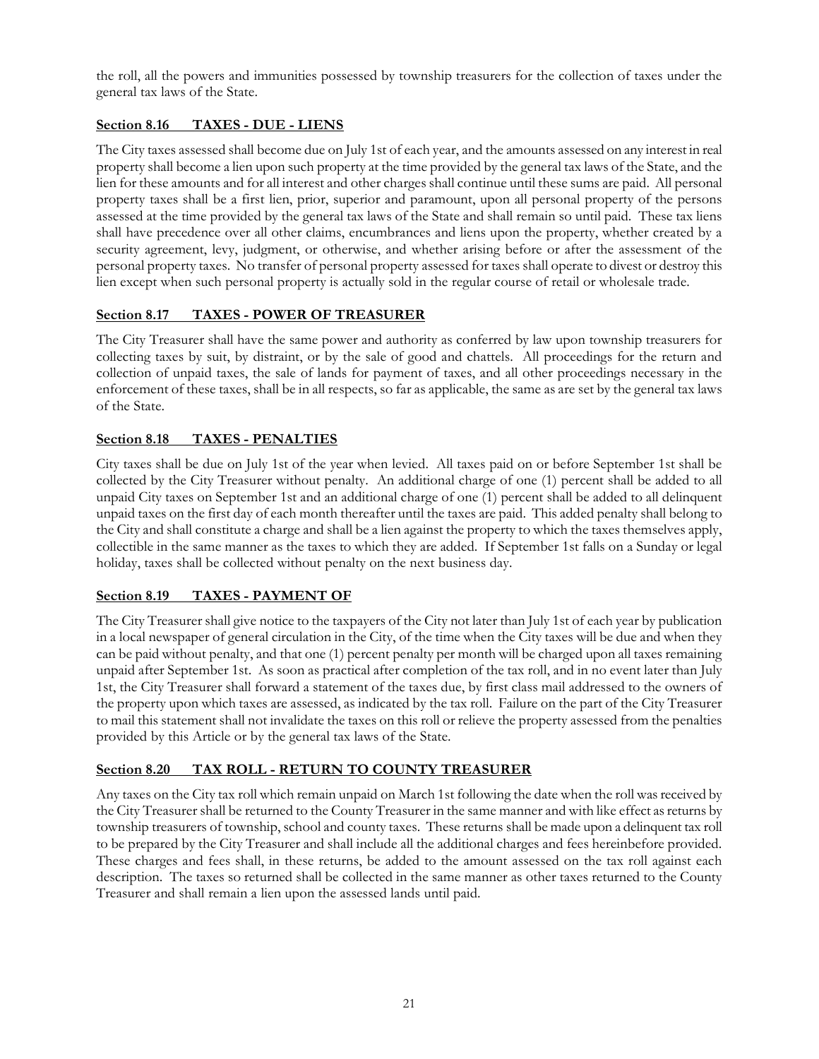the roll, all the powers and immunities possessed by township treasurers for the collection of taxes under the general tax laws of the State.

### Section 8.16 TAXES - DUE - LIENS

The City taxes assessed shall become due on July 1st of each year, and the amounts assessed on any interest in real property shall become a lien upon such property at the time provided by the general tax laws of the State, and the lien for these amounts and for all interest and other charges shall continue until these sums are paid. All personal property taxes shall be a first lien, prior, superior and paramount, upon all personal property of the persons assessed at the time provided by the general tax laws of the State and shall remain so until paid. These tax liens shall have precedence over all other claims, encumbrances and liens upon the property, whether created by a security agreement, levy, judgment, or otherwise, and whether arising before or after the assessment of the personal property taxes. No transfer of personal property assessed for taxes shall operate to divest or destroy this lien except when such personal property is actually sold in the regular course of retail or wholesale trade.

### Section 8.17 TAXES - POWER OF TREASURER

The City Treasurer shall have the same power and authority as conferred by law upon township treasurers for collecting taxes by suit, by distraint, or by the sale of good and chattels. All proceedings for the return and collection of unpaid taxes, the sale of lands for payment of taxes, and all other proceedings necessary in the enforcement of these taxes, shall be in all respects, so far as applicable, the same as are set by the general tax laws of the State.

### Section 8.18 TAXES - PENALTIES

City taxes shall be due on July 1st of the year when levied. All taxes paid on or before September 1st shall be collected by the City Treasurer without penalty. An additional charge of one (1) percent shall be added to all unpaid City taxes on September 1st and an additional charge of one (1) percent shall be added to all delinquent unpaid taxes on the first day of each month thereafter until the taxes are paid. This added penalty shall belong to the City and shall constitute a charge and shall be a lien against the property to which the taxes themselves apply, collectible in the same manner as the taxes to which they are added. If September 1st falls on a Sunday or legal holiday, taxes shall be collected without penalty on the next business day.

### Section 8.19 TAXES - PAYMENT OF

The City Treasurer shall give notice to the taxpayers of the City not later than July 1st of each year by publication in a local newspaper of general circulation in the City, of the time when the City taxes will be due and when they can be paid without penalty, and that one (1) percent penalty per month will be charged upon all taxes remaining unpaid after September 1st. As soon as practical after completion of the tax roll, and in no event later than July 1st, the City Treasurer shall forward a statement of the taxes due, by first class mail addressed to the owners of the property upon which taxes are assessed, as indicated by the tax roll. Failure on the part of the City Treasurer to mail this statement shall not invalidate the taxes on this roll or relieve the property assessed from the penalties provided by this Article or by the general tax laws of the State.

### Section 8.20 TAX ROLL - RETURN TO COUNTY TREASURER

Any taxes on the City tax roll which remain unpaid on March 1st following the date when the roll was received by the City Treasurer shall be returned to the County Treasurer in the same manner and with like effect as returns by township treasurers of township, school and county taxes. These returns shall be made upon a delinquent tax roll to be prepared by the City Treasurer and shall include all the additional charges and fees hereinbefore provided. These charges and fees shall, in these returns, be added to the amount assessed on the tax roll against each description. The taxes so returned shall be collected in the same manner as other taxes returned to the County Treasurer and shall remain a lien upon the assessed lands until paid.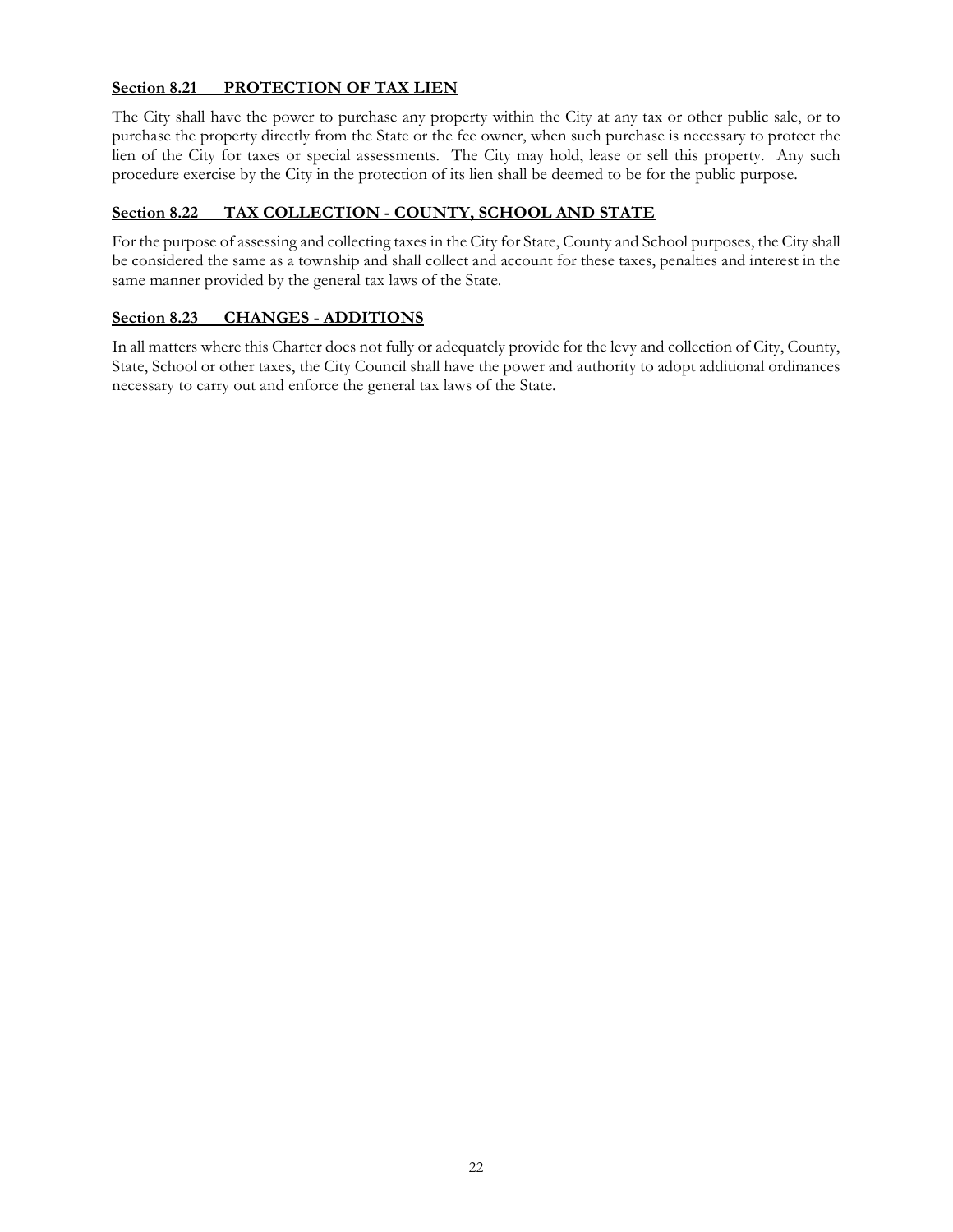### Section 8.21 PROTECTION OF TAX LIEN

The City shall have the power to purchase any property within the City at any tax or other public sale, or to purchase the property directly from the State or the fee owner, when such purchase is necessary to protect the lien of the City for taxes or special assessments. The City may hold, lease or sell this property. Any such procedure exercise by the City in the protection of its lien shall be deemed to be for the public purpose.

### Section 8.22 TAX COLLECTION - COUNTY, SCHOOL AND STATE

For the purpose of assessing and collecting taxes in the City for State, County and School purposes, the City shall be considered the same as a township and shall collect and account for these taxes, penalties and interest in the same manner provided by the general tax laws of the State.

### Section 8.23 CHANGES - ADDITIONS

In all matters where this Charter does not fully or adequately provide for the levy and collection of City, County, State, School or other taxes, the City Council shall have the power and authority to adopt additional ordinances necessary to carry out and enforce the general tax laws of the State.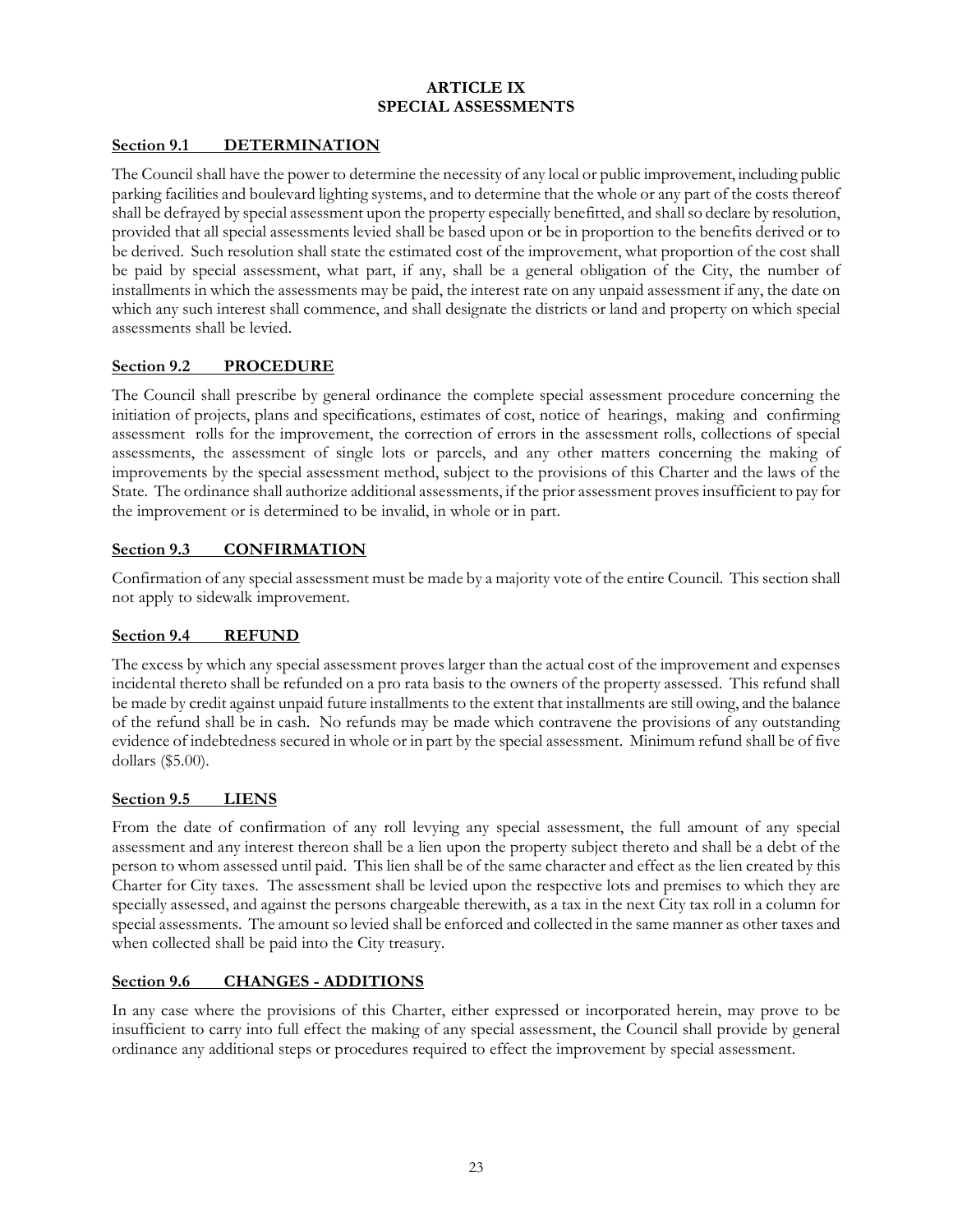# ARTICLE IX
# SPECIAL ASSESSMENTS

## Section 9.1 DETERMINATION

The Council shall have the power to determine the necessity of any local or public improvement, including public parking facilities and boulevard lighting systems, and to determine that the whole or any part of the costs thereof shall be defrayed by special assessment upon the property especially benefitted, and shall so declare by resolution, provided that all special assessments levied shall be based upon or be in proportion to the benefits derived or to be derived. Such resolution shall state the estimated cost of the improvement, what proportion of the cost shall be paid by special assessment, what part, if any, shall be a general obligation of the City, the number of installments in which the assessments may be paid, the interest rate on any unpaid assessment if any, the date on which any such interest shall commence, and shall designate the districts or land and property on which special assessments shall be levied.

## Section 9.2 PROCEDURE

The Council shall prescribe by general ordinance the complete special assessment procedure concerning the initiation of projects, plans and specifications, estimates of cost, notice of hearings, making and confirming assessment rolls for the improvement, the correction of errors in the assessment rolls, collections of special assessments, the assessment of single lots or parcels, and any other matters concerning the making of improvements by the special assessment method, subject to the provisions of this Charter and the laws of the State. The ordinance shall authorize additional assessments, if the prior assessment proves insufficient to pay for the improvement or is determined to be invalid, in whole or in part.

## Section 9.3 CONFIRMATION

Confirmation of any special assessment must be made by a majority vote of the entire Council. This section shall not apply to sidewalk improvement.

## Section 9.4 REFUND

The excess by which any special assessment proves larger than the actual cost of the improvement and expenses incidental thereto shall be refunded on a pro rata basis to the owners of the property assessed. This refund shall be made by credit against unpaid future installments to the extent that installments are still owing, and the balance of the refund shall be in cash. No refunds may be made which contravene the provisions of any outstanding evidence of indebtedness secured in whole or in part by the special assessment. Minimum refund shall be of five dollars ($5.00).

## Section 9.5 LIENS

From the date of confirmation of any roll levying any special assessment, the full amount of any special assessment and any interest thereon shall be a lien upon the property subject thereto and shall be a debt of the person to whom assessed until paid. This lien shall be of the same character and effect as the lien created by this Charter for City taxes. The assessment shall be levied upon the respective lots and premises to which they are specially assessed, and against the persons chargeable therewith, as a tax in the next City tax roll in a column for special assessments. The amount so levied shall be enforced and collected in the same manner as other taxes and when collected shall be paid into the City treasury.

## Section 9.6 CHANGES - ADDITIONS

In any case where the provisions of this Charter, either expressed or incorporated herein, may prove to be insufficient to carry into full effect the making of any special assessment, the Council shall provide by general ordinance any additional steps or procedures required to effect the improvement by special assessment.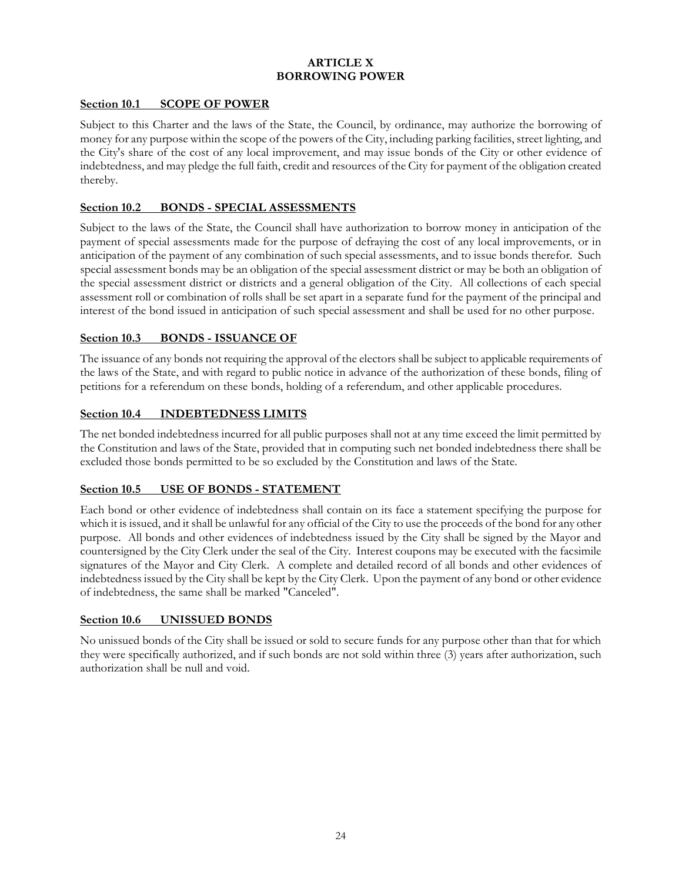# ARTICLE X
# BORROWING POWER

## Section 10.1 SCOPE OF POWER

Subject to this Charter and the laws of the State, the Council, by ordinance, may authorize the borrowing of money for any purpose within the scope of the powers of the City, including parking facilities, street lighting, and the City's share of the cost of any local improvement, and may issue bonds of the City or other evidence of indebtedness, and may pledge the full faith, credit and resources of the City for payment of the obligation created thereby.

## Section 10.2 BONDS - SPECIAL ASSESSMENTS

Subject to the laws of the State, the Council shall have authorization to borrow money in anticipation of the payment of special assessments made for the purpose of defraying the cost of any local improvements, or in anticipation of the payment of any combination of such special assessments, and to issue bonds therefor. Such special assessment bonds may be an obligation of the special assessment district or may be both an obligation of the special assessment district or districts and a general obligation of the City. All collections of each special assessment roll or combination of rolls shall be set apart in a separate fund for the payment of the principal and interest of the bond issued in anticipation of such special assessment and shall be used for no other purpose.

## Section 10.3 BONDS - ISSUANCE OF

The issuance of any bonds not requiring the approval of the electors shall be subject to applicable requirements of the laws of the State, and with regard to public notice in advance of the authorization of these bonds, filing of petitions for a referendum on these bonds, holding of a referendum, and other applicable procedures.

## Section 10.4 INDEBTEDNESS LIMITS

The net bonded indebtedness incurred for all public purposes shall not at any time exceed the limit permitted by the Constitution and laws of the State, provided that in computing such net bonded indebtedness there shall be excluded those bonds permitted to be so excluded by the Constitution and laws of the State.

## Section 10.5 USE OF BONDS - STATEMENT

Each bond or other evidence of indebtedness shall contain on its face a statement specifying the purpose for which it is issued, and it shall be unlawful for any official of the City to use the proceeds of the bond for any other purpose. All bonds and other evidences of indebtedness issued by the City shall be signed by the Mayor and countersigned by the City Clerk under the seal of the City. Interest coupons may be executed with the facsimile signatures of the Mayor and City Clerk. A complete and detailed record of all bonds and other evidences of indebtedness issued by the City shall be kept by the City Clerk. Upon the payment of any bond or other evidence of indebtedness, the same shall be marked "Canceled".

## Section 10.6 UNISSUED BONDS

No unissued bonds of the City shall be issued or sold to secure funds for any purpose other than that for which they were specifically authorized, and if such bonds are not sold within three (3) years after authorization, such authorization shall be null and void.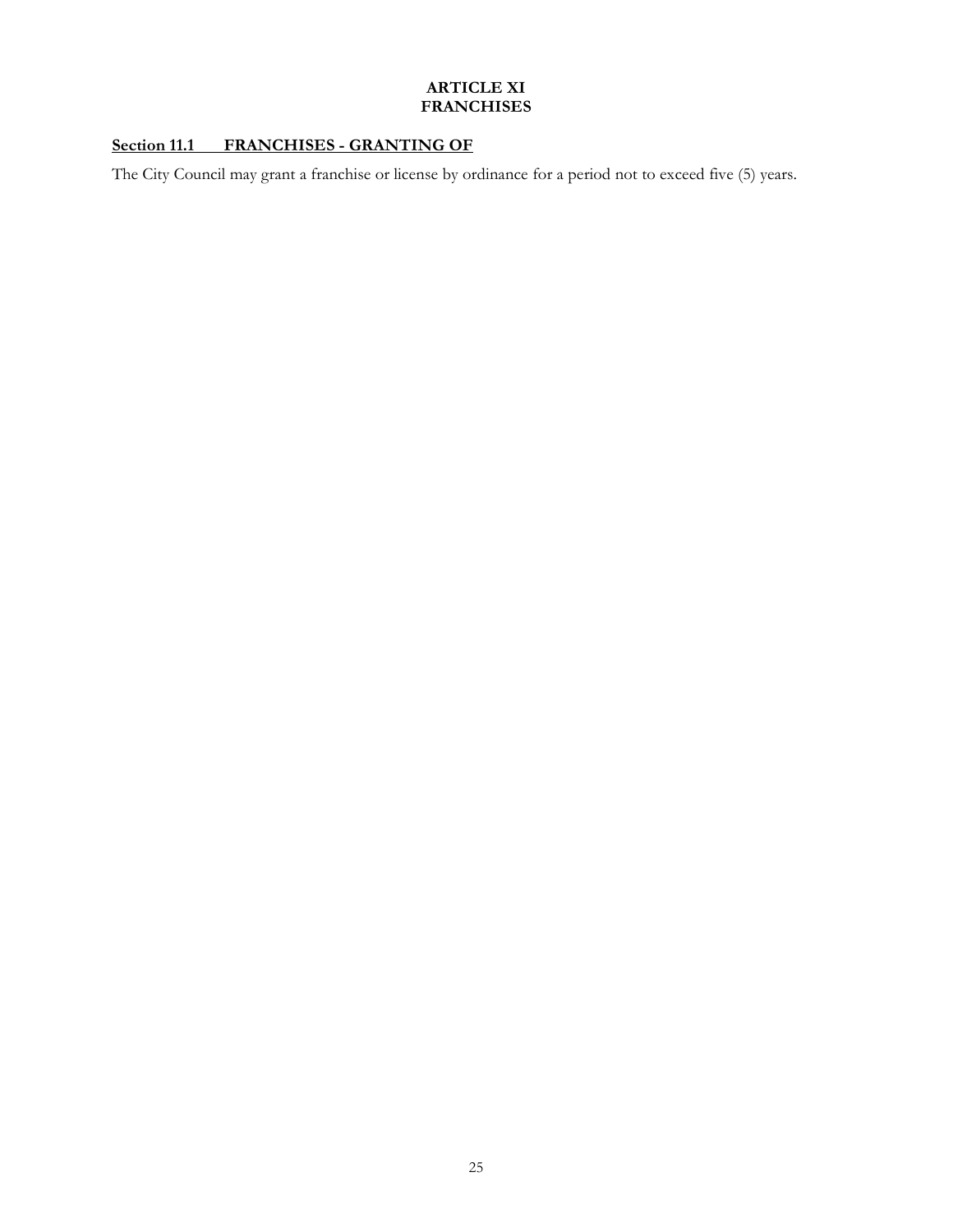# ARTICLE XI
# FRANCHISES

## Section 11.1 FRANCHISES - GRANTING OF

The City Council may grant a franchise or license by ordinance for a period not to exceed five (5) years.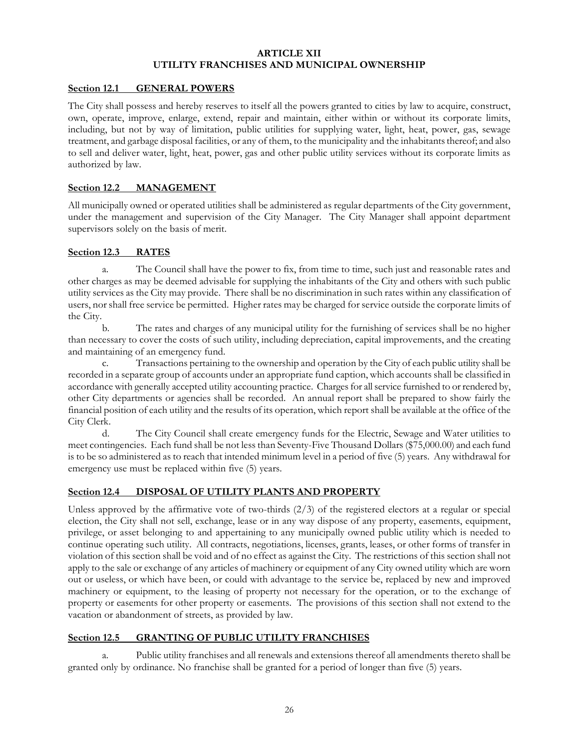# ARTICLE XII
# UTILITY FRANCHISES AND MUNICIPAL OWNERSHIP

## Section 12.1 GENERAL POWERS

The City shall possess and hereby reserves to itself all the powers granted to cities by law to acquire, construct, own, operate, improve, enlarge, extend, repair and maintain, either within or without its corporate limits, including, but not by way of limitation, public utilities for supplying water, light, heat, power, gas, sewage treatment, and garbage disposal facilities, or any of them, to the municipality and the inhabitants thereof; and also to sell and deliver water, light, heat, power, gas and other public utility services without its corporate limits as authorized by law.

## Section 12.2 MANAGEMENT

All municipally owned or operated utilities shall be administered as regular departments of the City government, under the management and supervision of the City Manager. The City Manager shall appoint department supervisors solely on the basis of merit.

## Section 12.3 RATES

a. The Council shall have the power to fix, from time to time, such just and reasonable rates and other charges as may be deemed advisable for supplying the inhabitants of the City and others with such public utility services as the City may provide. There shall be no discrimination in such rates within any classification of users, nor shall free service be permitted. Higher rates may be charged for service outside the corporate limits of the City.

b. The rates and charges of any municipal utility for the furnishing of services shall be no higher than necessary to cover the costs of such utility, including depreciation, capital improvements, and the creating and maintaining of an emergency fund.

c. Transactions pertaining to the ownership and operation by the City of each public utility shall be recorded in a separate group of accounts under an appropriate fund caption, which accounts shall be classified in accordance with generally accepted utility accounting practice. Charges for all service furnished to or rendered by, other City departments or agencies shall be recorded. An annual report shall be prepared to show fairly the financial position of each utility and the results of its operation, which report shall be available at the office of the City Clerk.

d. The City Council shall create emergency funds for the Electric, Sewage and Water utilities to meet contingencies. Each fund shall be not less than Seventy-Five Thousand Dollars ($75,000.00) and each fund is to be so administered as to reach that intended minimum level in a period of five (5) years. Any withdrawal for emergency use must be replaced within five (5) years.

## Section 12.4 DISPOSAL OF UTILITY PLANTS AND PROPERTY

Unless approved by the affirmative vote of two-thirds (2/3) of the registered electors at a regular or special election, the City shall not sell, exchange, lease or in any way dispose of any property, easements, equipment, privilege, or asset belonging to and appertaining to any municipally owned public utility which is needed to continue operating such utility. All contracts, negotiations, licenses, grants, leases, or other forms of transfer in violation of this section shall be void and of no effect as against the City. The restrictions of this section shall not apply to the sale or exchange of any articles of machinery or equipment of any City owned utility which are worn out or useless, or which have been, or could with advantage to the service be, replaced by new and improved machinery or equipment, to the leasing of property not necessary for the operation, or to the exchange of property or easements for other property or easements. The provisions of this section shall not extend to the vacation or abandonment of streets, as provided by law.

## Section 12.5 GRANTING OF PUBLIC UTILITY FRANCHISES

a. Public utility franchises and all renewals and extensions thereof all amendments thereto shall be granted only by ordinance. No franchise shall be granted for a period of longer than five (5) years.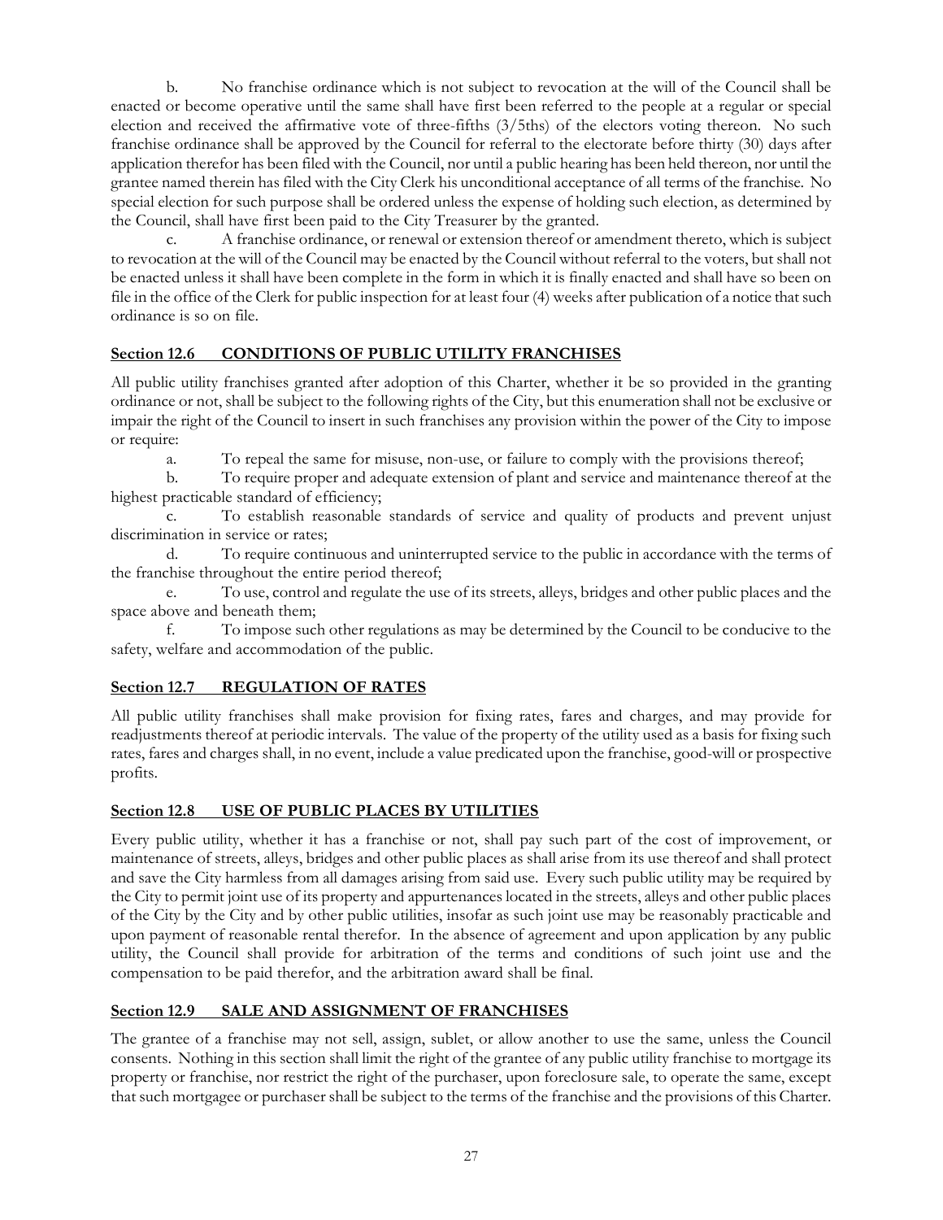b. No franchise ordinance which is not subject to revocation at the will of the Council shall be enacted or become operative until the same shall have first been referred to the people at a regular or special election and received the affirmative vote of three-fifths (3/5ths) of the electors voting thereon. No such franchise ordinance shall be approved by the Council for referral to the electorate before thirty (30) days after application therefor has been filed with the Council, nor until a public hearing has been held thereon, nor until the grantee named therein has filed with the City Clerk his unconditional acceptance of all terms of the franchise. No special election for such purpose shall be ordered unless the expense of holding such election, as determined by the Council, shall have first been paid to the City Treasurer by the granted.

c. A franchise ordinance, or renewal or extension thereof or amendment thereto, which is subject to revocation at the will of the Council may be enacted by the Council without referral to the voters, but shall not be enacted unless it shall have been complete in the form in which it is finally enacted and shall have so been on file in the office of the Clerk for public inspection for at least four (4) weeks after publication of a notice that such ordinance is so on file.

## Section 12.6 CONDITIONS OF PUBLIC UTILITY FRANCHISES

All public utility franchises granted after adoption of this Charter, whether it be so provided in the granting ordinance or not, shall be subject to the following rights of the City, but this enumeration shall not be exclusive or impair the right of the Council to insert in such franchises any provision within the power of the City to impose or require:

a. To repeal the same for misuse, non-use, or failure to comply with the provisions thereof;

b. To require proper and adequate extension of plant and service and maintenance thereof at the highest practicable standard of efficiency;

c. To establish reasonable standards of service and quality of products and prevent unjust discrimination in service or rates;

d. To require continuous and uninterrupted service to the public in accordance with the terms of the franchise throughout the entire period thereof;

e. To use, control and regulate the use of its streets, alleys, bridges and other public places and the space above and beneath them;

f. To impose such other regulations as may be determined by the Council to be conducive to the safety, welfare and accommodation of the public.

## Section 12.7 REGULATION OF RATES

All public utility franchises shall make provision for fixing rates, fares and charges, and may provide for readjustments thereof at periodic intervals. The value of the property of the utility used as a basis for fixing such rates, fares and charges shall, in no event, include a value predicated upon the franchise, good-will or prospective profits.

## Section 12.8 USE OF PUBLIC PLACES BY UTILITIES

Every public utility, whether it has a franchise or not, shall pay such part of the cost of improvement, or maintenance of streets, alleys, bridges and other public places as shall arise from its use thereof and shall protect and save the City harmless from all damages arising from said use. Every such public utility may be required by the City to permit joint use of its property and appurtenances located in the streets, alleys and other public places of the City by the City and by other public utilities, insofar as such joint use may be reasonably practicable and upon payment of reasonable rental therefor. In the absence of agreement and upon application by any public utility, the Council shall provide for arbitration of the terms and conditions of such joint use and the compensation to be paid therefor, and the arbitration award shall be final.

## Section 12.9 SALE AND ASSIGNMENT OF FRANCHISES

The grantee of a franchise may not sell, assign, sublet, or allow another to use the same, unless the Council consents. Nothing in this section shall limit the right of the grantee of any public utility franchise to mortgage its property or franchise, nor restrict the right of the purchaser, upon foreclosure sale, to operate the same, except that such mortgagee or purchaser shall be subject to the terms of the franchise and the provisions of this Charter.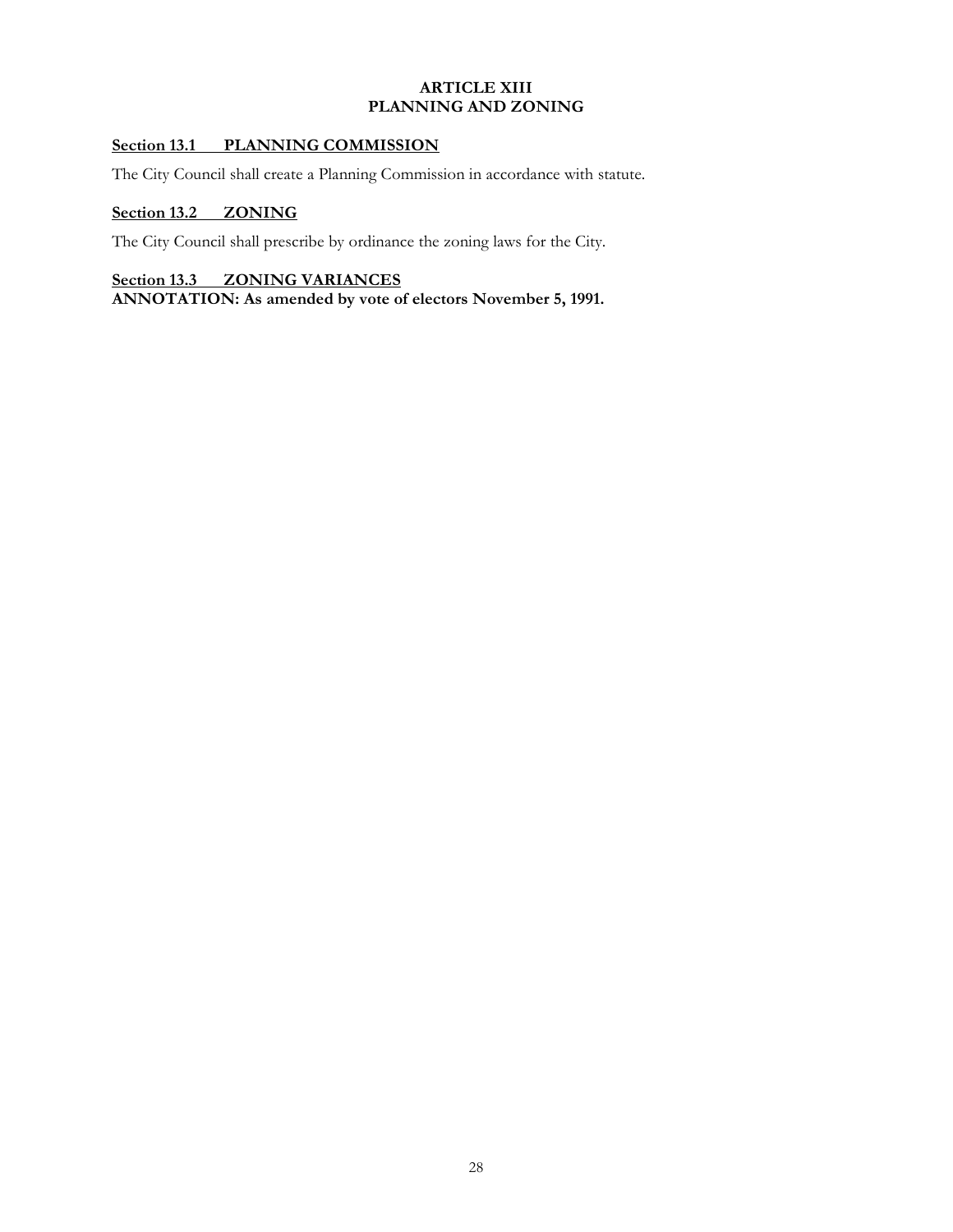# ARTICLE XIII
# PLANNING AND ZONING

## Section 13.1 PLANNING COMMISSION

The City Council shall create a Planning Commission in accordance with statute.

## Section 13.2 ZONING

The City Council shall prescribe by ordinance the zoning laws for the City.

## Section 13.3 ZONING VARIANCES

**ANNOTATION: As amended by vote of electors November 5, 1991.**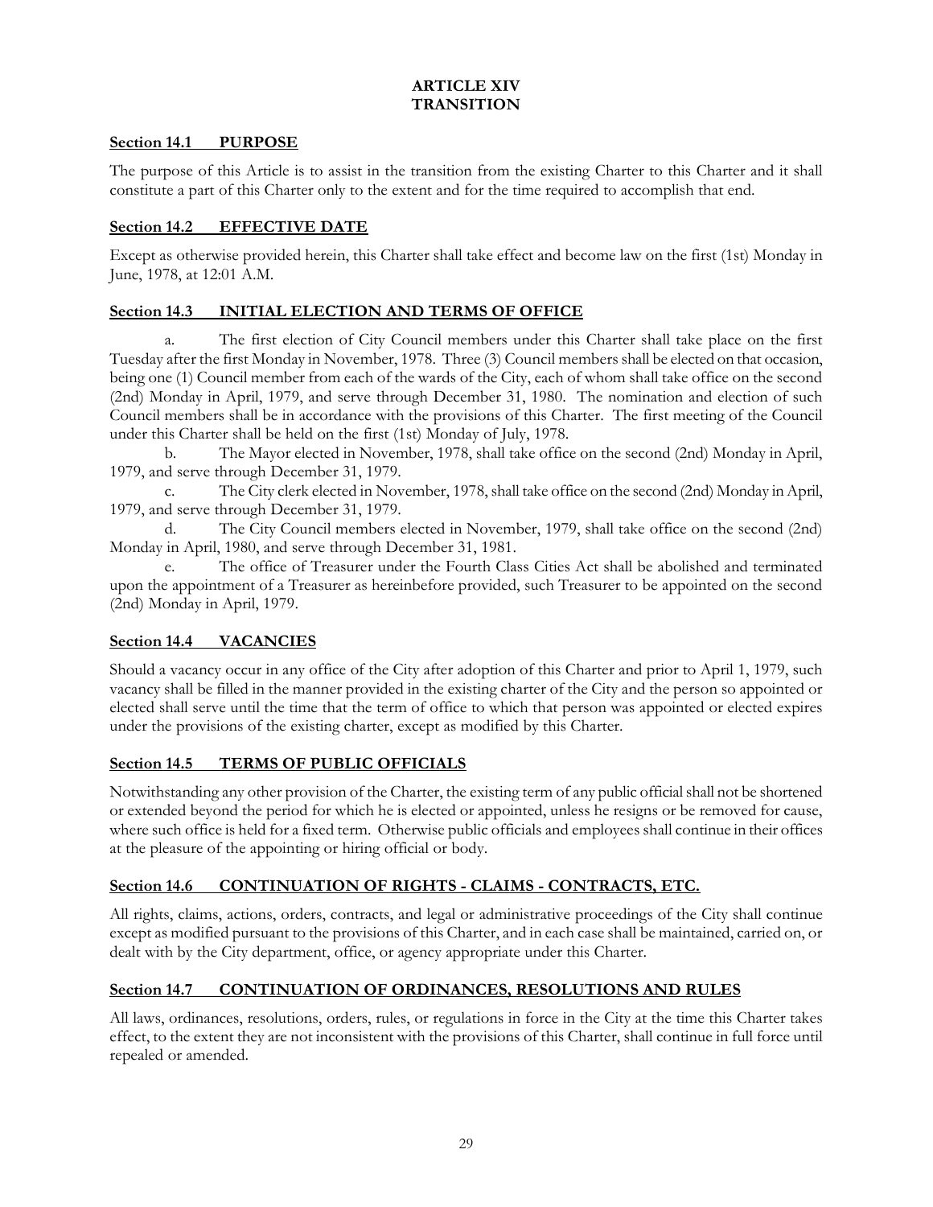# ARTICLE XIV
# TRANSITION

## Section 14.1 PURPOSE

The purpose of this Article is to assist in the transition from the existing Charter to this Charter and it shall constitute a part of this Charter only to the extent and for the time required to accomplish that end.

## Section 14.2 EFFECTIVE DATE

Except as otherwise provided herein, this Charter shall take effect and become law on the first (1st) Monday in June, 1978, at 12:01 A.M.

## Section 14.3 INITIAL ELECTION AND TERMS OF OFFICE

a. The first election of City Council members under this Charter shall take place on the first Tuesday after the first Monday in November, 1978. Three (3) Council members shall be elected on that occasion, being one (1) Council member from each of the wards of the City, each of whom shall take office on the second (2nd) Monday in April, 1979, and serve through December 31, 1980. The nomination and election of such Council members shall be in accordance with the provisions of this Charter. The first meeting of the Council under this Charter shall be held on the first (1st) Monday of July, 1978.

b. The Mayor elected in November, 1978, shall take office on the second (2nd) Monday in April, 1979, and serve through December 31, 1979.

c. The City clerk elected in November, 1978, shall take office on the second (2nd) Monday in April, 1979, and serve through December 31, 1979.

d. The City Council members elected in November, 1979, shall take office on the second (2nd) Monday in April, 1980, and serve through December 31, 1981.

e. The office of Treasurer under the Fourth Class Cities Act shall be abolished and terminated upon the appointment of a Treasurer as hereinbefore provided, such Treasurer to be appointed on the second (2nd) Monday in April, 1979.

## Section 14.4 VACANCIES

Should a vacancy occur in any office of the City after adoption of this Charter and prior to April 1, 1979, such vacancy shall be filled in the manner provided in the existing charter of the City and the person so appointed or elected shall serve until the time that the term of office to which that person was appointed or elected expires under the provisions of the existing charter, except as modified by this Charter.

## Section 14.5 TERMS OF PUBLIC OFFICIALS

Notwithstanding any other provision of the Charter, the existing term of any public official shall not be shortened or extended beyond the period for which he is elected or appointed, unless he resigns or be removed for cause, where such office is held for a fixed term. Otherwise public officials and employees shall continue in their offices at the pleasure of the appointing or hiring official or body.

## Section 14.6 CONTINUATION OF RIGHTS - CLAIMS - CONTRACTS, ETC.

All rights, claims, actions, orders, contracts, and legal or administrative proceedings of the City shall continue except as modified pursuant to the provisions of this Charter, and in each case shall be maintained, carried on, or dealt with by the City department, office, or agency appropriate under this Charter.

## Section 14.7 CONTINUATION OF ORDINANCES, RESOLUTIONS AND RULES

All laws, ordinances, resolutions, orders, rules, or regulations in force in the City at the time this Charter takes effect, to the extent they are not inconsistent with the provisions of this Charter, shall continue in full force until repealed or amended.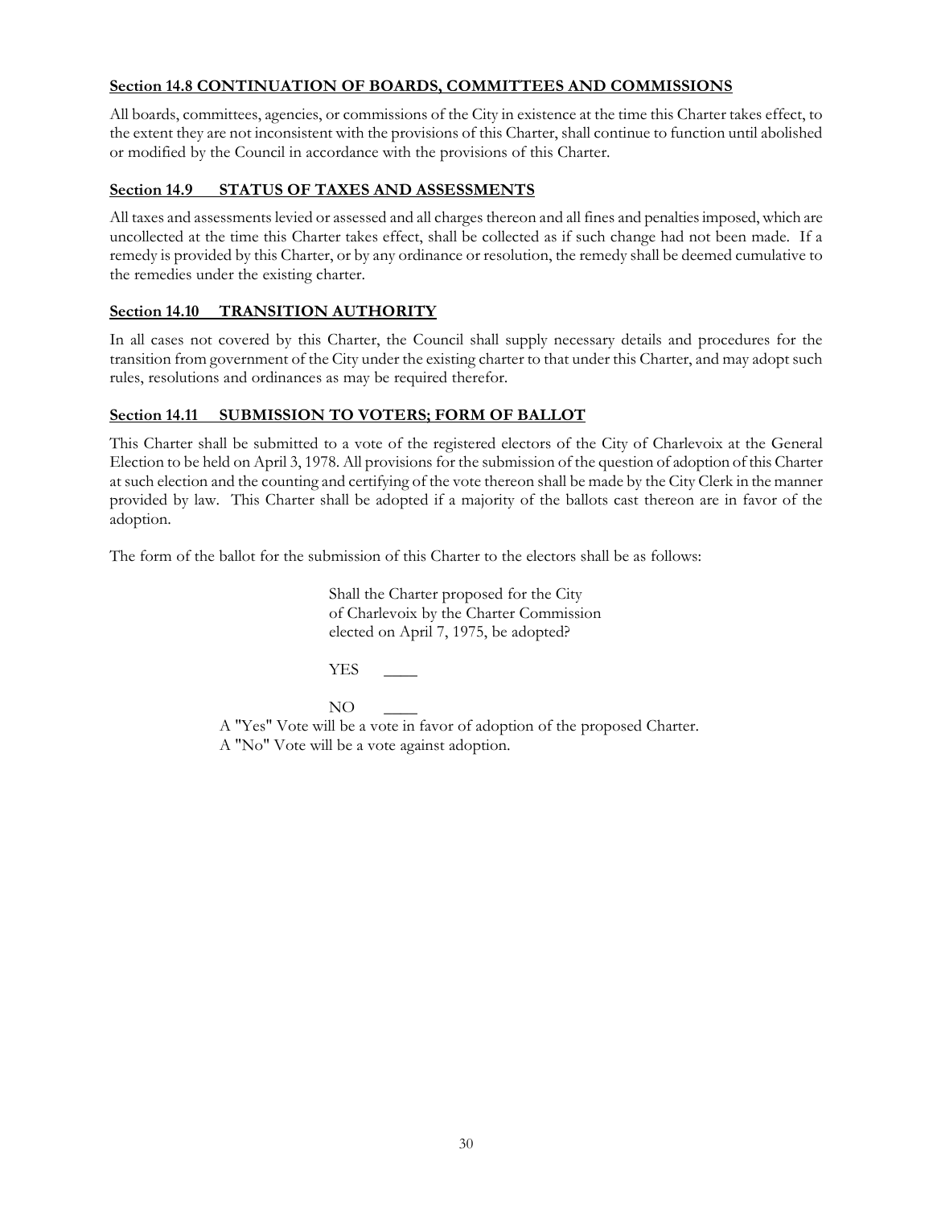### Section 14.8 CONTINUATION OF BOARDS, COMMITTEES AND COMMISSIONS

All boards, committees, agencies, or commissions of the City in existence at the time this Charter takes effect, to the extent they are not inconsistent with the provisions of this Charter, shall continue to function until abolished or modified by the Council in accordance with the provisions of this Charter.

### Section 14.9 STATUS OF TAXES AND ASSESSMENTS

All taxes and assessments levied or assessed and all charges thereon and all fines and penalties imposed, which are uncollected at the time this Charter takes effect, shall be collected as if such change had not been made. If a remedy is provided by this Charter, or by any ordinance or resolution, the remedy shall be deemed cumulative to the remedies under the existing charter.

### Section 14.10 TRANSITION AUTHORITY

In all cases not covered by this Charter, the Council shall supply necessary details and procedures for the transition from government of the City under the existing charter to that under this Charter, and may adopt such rules, resolutions and ordinances as may be required therefor.

### Section 14.11 SUBMISSION TO VOTERS; FORM OF BALLOT

This Charter shall be submitted to a vote of the registered electors of the City of Charlevoix at the General Election to be held on April 3, 1978. All provisions for the submission of the question of adoption of this Charter at such election and the counting and certifying of the vote thereon shall be made by the City Clerk in the manner provided by law. This Charter shall be adopted if a majority of the ballots cast thereon are in favor of the adoption.

The form of the ballot for the submission of this Charter to the electors shall be as follows:

> Shall the Charter proposed for the City of Charlevoix by the Charter Commission elected on April 7, 1975, be adopted?
>
> YES ____
>
> NO ____

A "Yes" Vote will be a vote in favor of adoption of the proposed Charter.
A "No" Vote will be a vote against adoption.